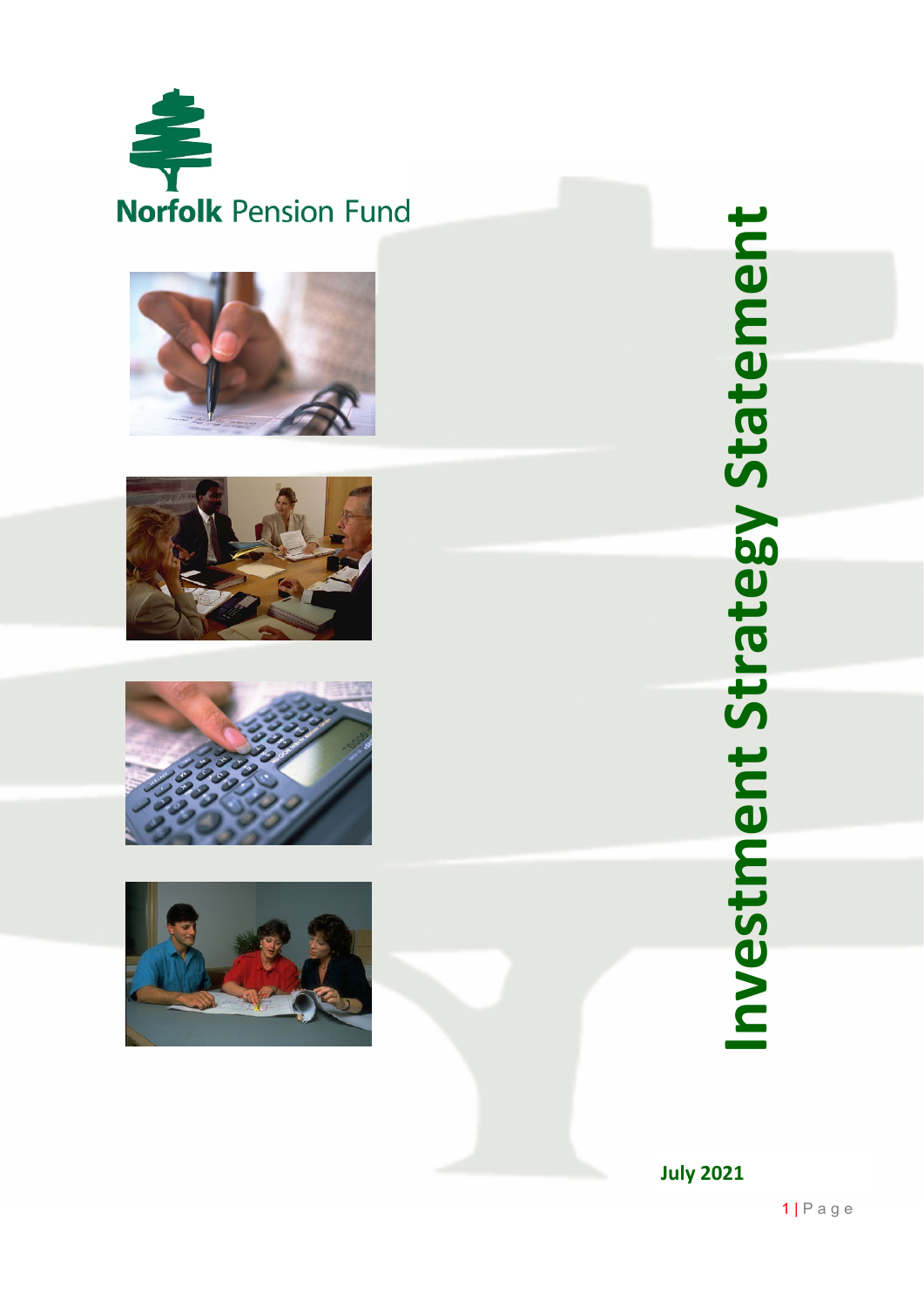Norfolk Pension Fund

# Investment Strategy Statement

**July 2021**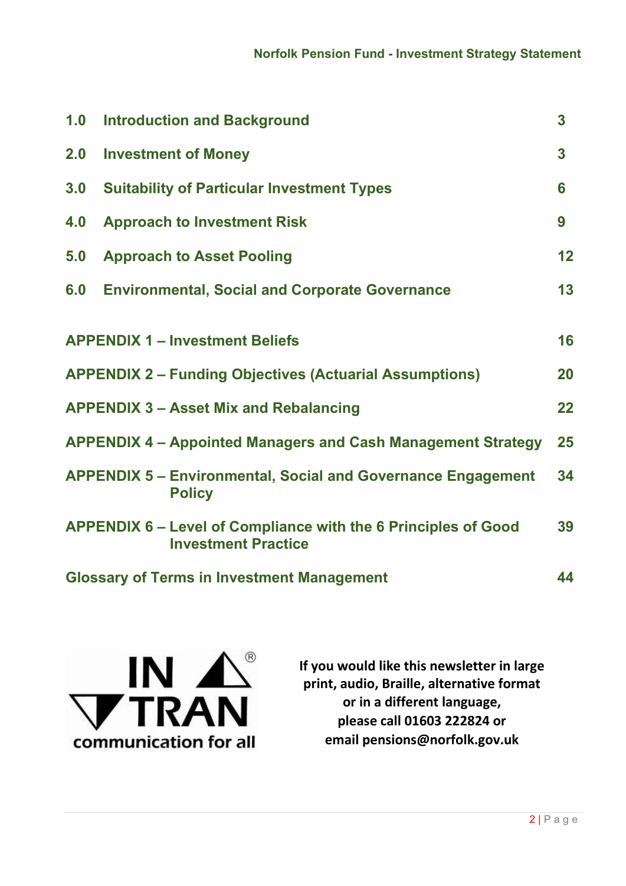| | | |
|---|---|---|
| **1.0** | **Introduction and Background** | **3** |
| **2.0** | **Investment of Money** | **3** |
| **3.0** | **Suitability of Particular Investment Types** | **6** |
| **4.0** | **Approach to Investment Risk** | **9** |
| **5.0** | **Approach to Asset Pooling** | **12** |
| **6.0** | **Environmental, Social and Corporate Governance** | **13** |

| | |
|---|---|
| **APPENDIX 1 – Investment Beliefs** | **16** |
| **APPENDIX 2 – Funding Objectives (Actuarial Assumptions)** | **20** |
| **APPENDIX 3 – Asset Mix and Rebalancing** | **22** |
| **APPENDIX 4 – Appointed Managers and Cash Management Strategy** | **25** |
| **APPENDIX 5 – Environmental, Social and Governance Engagement Policy** | **34** |
| **APPENDIX 6 – Level of Compliance with the 6 Principles of Good Investment Practice** | **39** |
| **Glossary of Terms in Investment Management** | **44** |

IN TRAN® communication for all

**If you would like this newsletter in large print, audio, Braille, alternative format or in a different language, please call 01603 222824 or email pensions@norfolk.gov.uk**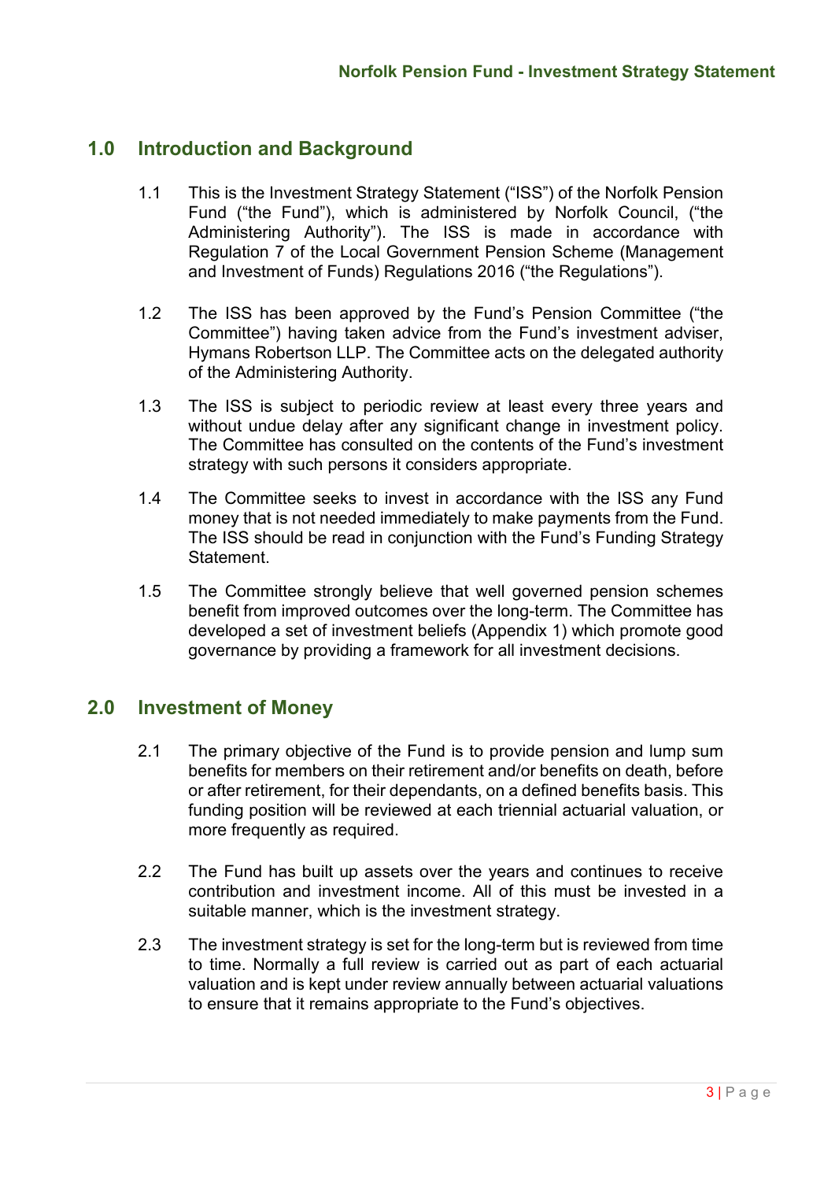## 1.0 Introduction and Background

1.1 This is the Investment Strategy Statement ("ISS") of the Norfolk Pension Fund ("the Fund"), which is administered by Norfolk Council, ("the Administering Authority"). The ISS is made in accordance with Regulation 7 of the Local Government Pension Scheme (Management and Investment of Funds) Regulations 2016 ("the Regulations").

1.2 The ISS has been approved by the Fund's Pension Committee ("the Committee") having taken advice from the Fund's investment adviser, Hymans Robertson LLP. The Committee acts on the delegated authority of the Administering Authority.

1.3 The ISS is subject to periodic review at least every three years and without undue delay after any significant change in investment policy. The Committee has consulted on the contents of the Fund's investment strategy with such persons it considers appropriate.

1.4 The Committee seeks to invest in accordance with the ISS any Fund money that is not needed immediately to make payments from the Fund. The ISS should be read in conjunction with the Fund's Funding Strategy Statement.

1.5 The Committee strongly believe that well governed pension schemes benefit from improved outcomes over the long-term. The Committee has developed a set of investment beliefs (Appendix 1) which promote good governance by providing a framework for all investment decisions.

## 2.0 Investment of Money

2.1 The primary objective of the Fund is to provide pension and lump sum benefits for members on their retirement and/or benefits on death, before or after retirement, for their dependants, on a defined benefits basis. This funding position will be reviewed at each triennial actuarial valuation, or more frequently as required.

2.2 The Fund has built up assets over the years and continues to receive contribution and investment income. All of this must be invested in a suitable manner, which is the investment strategy.

2.3 The investment strategy is set for the long-term but is reviewed from time to time. Normally a full review is carried out as part of each actuarial valuation and is kept under review annually between actuarial valuations to ensure that it remains appropriate to the Fund's objectives.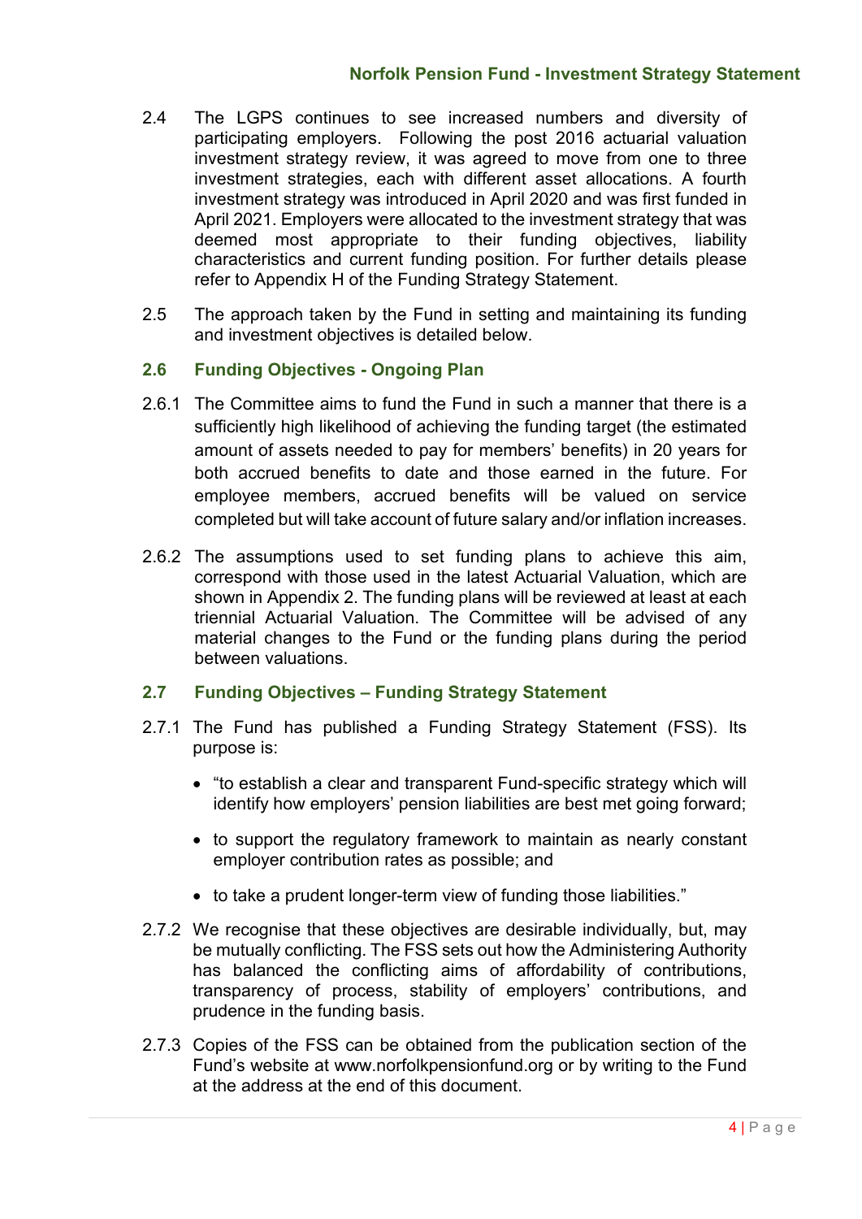2.4 The LGPS continues to see increased numbers and diversity of participating employers. Following the post 2016 actuarial valuation investment strategy review, it was agreed to move from one to three investment strategies, each with different asset allocations. A fourth investment strategy was introduced in April 2020 and was first funded in April 2021. Employers were allocated to the investment strategy that was deemed most appropriate to their funding objectives, liability characteristics and current funding position. For further details please refer to Appendix H of the Funding Strategy Statement.

2.5 The approach taken by the Fund in setting and maintaining its funding and investment objectives is detailed below.

## 2.6 Funding Objectives - Ongoing Plan

2.6.1 The Committee aims to fund the Fund in such a manner that there is a sufficiently high likelihood of achieving the funding target (the estimated amount of assets needed to pay for members' benefits) in 20 years for both accrued benefits to date and those earned in the future. For employee members, accrued benefits will be valued on service completed but will take account of future salary and/or inflation increases.

2.6.2 The assumptions used to set funding plans to achieve this aim, correspond with those used in the latest Actuarial Valuation, which are shown in Appendix 2. The funding plans will be reviewed at least at each triennial Actuarial Valuation. The Committee will be advised of any material changes to the Fund or the funding plans during the period between valuations.

## 2.7 Funding Objectives – Funding Strategy Statement

2.7.1 The Fund has published a Funding Strategy Statement (FSS). Its purpose is:

- "to establish a clear and transparent Fund-specific strategy which will identify how employers' pension liabilities are best met going forward;
- to support the regulatory framework to maintain as nearly constant employer contribution rates as possible; and
- to take a prudent longer-term view of funding those liabilities."

2.7.2 We recognise that these objectives are desirable individually, but, may be mutually conflicting. The FSS sets out how the Administering Authority has balanced the conflicting aims of affordability of contributions, transparency of process, stability of employers' contributions, and prudence in the funding basis.

2.7.3 Copies of the FSS can be obtained from the publication section of the Fund's website at www.norfolkpensionfund.org or by writing to the Fund at the address at the end of this document.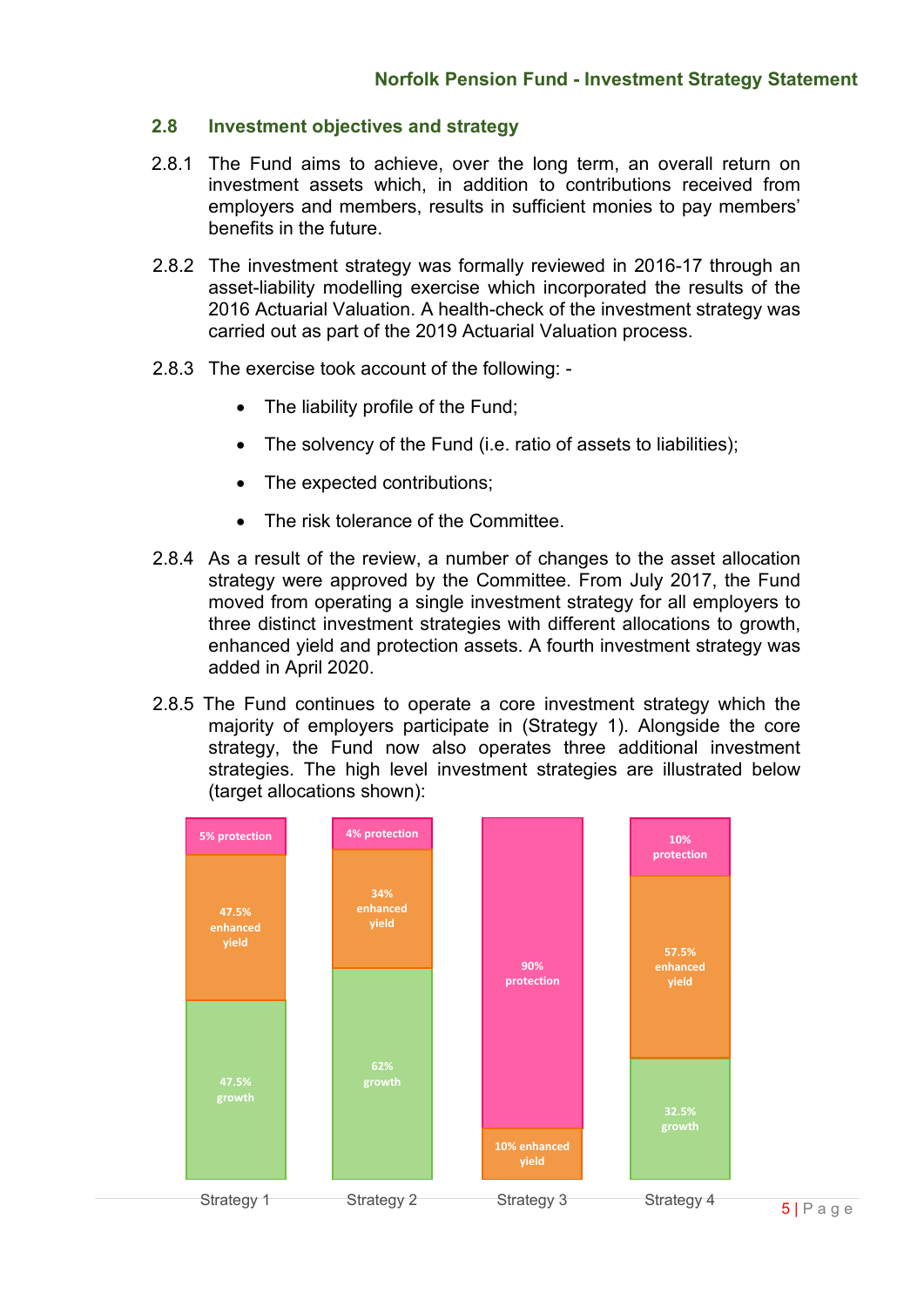## 2.8 Investment objectives and strategy

2.8.1 The Fund aims to achieve, over the long term, an overall return on investment assets which, in addition to contributions received from employers and members, results in sufficient monies to pay members' benefits in the future.

2.8.2 The investment strategy was formally reviewed in 2016-17 through an asset-liability modelling exercise which incorporated the results of the 2016 Actuarial Valuation. A health-check of the investment strategy was carried out as part of the 2019 Actuarial Valuation process.

2.8.3 The exercise took account of the following: -

- The liability profile of the Fund;
- The solvency of the Fund (i.e. ratio of assets to liabilities);
- The expected contributions;
- The risk tolerance of the Committee.

2.8.4 As a result of the review, a number of changes to the asset allocation strategy were approved by the Committee. From July 2017, the Fund moved from operating a single investment strategy for all employers to three distinct investment strategies with different allocations to growth, enhanced yield and protection assets. A fourth investment strategy was added in April 2020.

2.8.5 The Fund continues to operate a core investment strategy which the majority of employers participate in (Strategy 1). Alongside the core strategy, the Fund now also operates three additional investment strategies. The high level investment strategies are illustrated below (target allocations shown):

| | Strategy 1 | Strategy 2 | Strategy 3 | Strategy 4 |
|---|---|---|---|---|
| Protection | 5% | 4% | 90% | 10% |
| Enhanced yield | 47.5% | 34% | 10% | 57.5% |
| Growth | 47.5% | 62% | | 32.5% |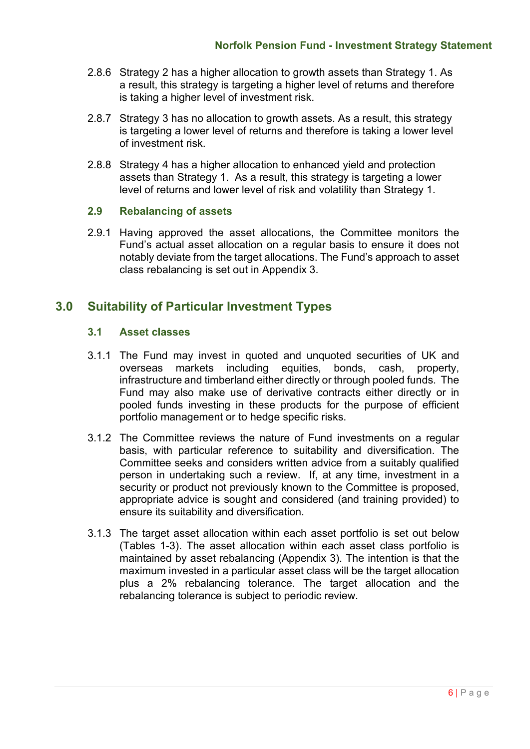2.8.6 Strategy 2 has a higher allocation to growth assets than Strategy 1. As a result, this strategy is targeting a higher level of returns and therefore is taking a higher level of investment risk.

2.8.7 Strategy 3 has no allocation to growth assets. As a result, this strategy is targeting a lower level of returns and therefore is taking a lower level of investment risk.

2.8.8 Strategy 4 has a higher allocation to enhanced yield and protection assets than Strategy 1. As a result, this strategy is targeting a lower level of returns and lower level of risk and volatility than Strategy 1.

### 2.9 Rebalancing of assets

2.9.1 Having approved the asset allocations, the Committee monitors the Fund's actual asset allocation on a regular basis to ensure it does not notably deviate from the target allocations. The Fund's approach to asset class rebalancing is set out in Appendix 3.

## 3.0 Suitability of Particular Investment Types

### 3.1 Asset classes

3.1.1 The Fund may invest in quoted and unquoted securities of UK and overseas markets including equities, bonds, cash, property, infrastructure and timberland either directly or through pooled funds. The Fund may also make use of derivative contracts either directly or in pooled funds investing in these products for the purpose of efficient portfolio management or to hedge specific risks.

3.1.2 The Committee reviews the nature of Fund investments on a regular basis, with particular reference to suitability and diversification. The Committee seeks and considers written advice from a suitably qualified person in undertaking such a review. If, at any time, investment in a security or product not previously known to the Committee is proposed, appropriate advice is sought and considered (and training provided) to ensure its suitability and diversification.

3.1.3 The target asset allocation within each asset portfolio is set out below (Tables 1-3). The asset allocation within each asset class portfolio is maintained by asset rebalancing (Appendix 3). The intention is that the maximum invested in a particular asset class will be the target allocation plus a 2% rebalancing tolerance. The target allocation and the rebalancing tolerance is subject to periodic review.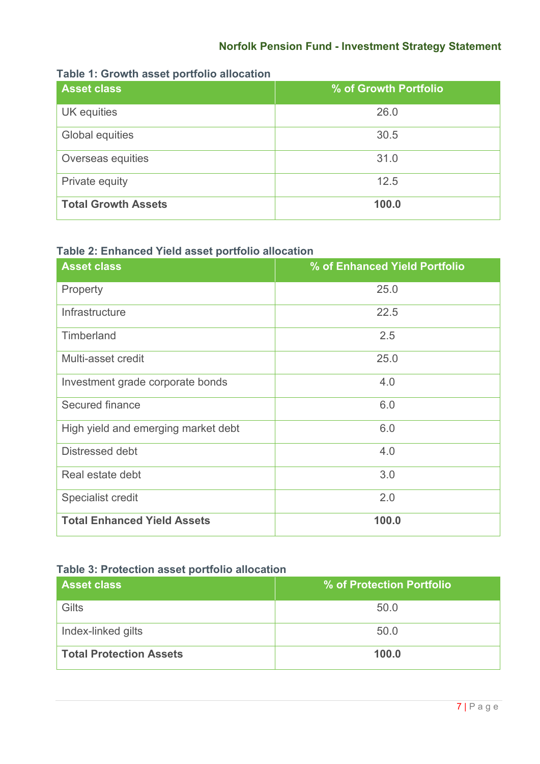**Table 1: Growth asset portfolio allocation**

| Asset class | % of Growth Portfolio |
|---|---|
| UK equities | 26.0 |
| Global equities | 30.5 |
| Overseas equities | 31.0 |
| Private equity | 12.5 |
| **Total Growth Assets** | **100.0** |

**Table 2: Enhanced Yield asset portfolio allocation**

| Asset class | % of Enhanced Yield Portfolio |
|---|---|
| Property | 25.0 |
| Infrastructure | 22.5 |
| Timberland | 2.5 |
| Multi-asset credit | 25.0 |
| Investment grade corporate bonds | 4.0 |
| Secured finance | 6.0 |
| High yield and emerging market debt | 6.0 |
| Distressed debt | 4.0 |
| Real estate debt | 3.0 |
| Specialist credit | 2.0 |
| **Total Enhanced Yield Assets** | **100.0** |

**Table 3: Protection asset portfolio allocation**

| Asset class | % of Protection Portfolio |
|---|---|
| Gilts | 50.0 |
| Index-linked gilts | 50.0 |
| **Total Protection Assets** | **100.0** |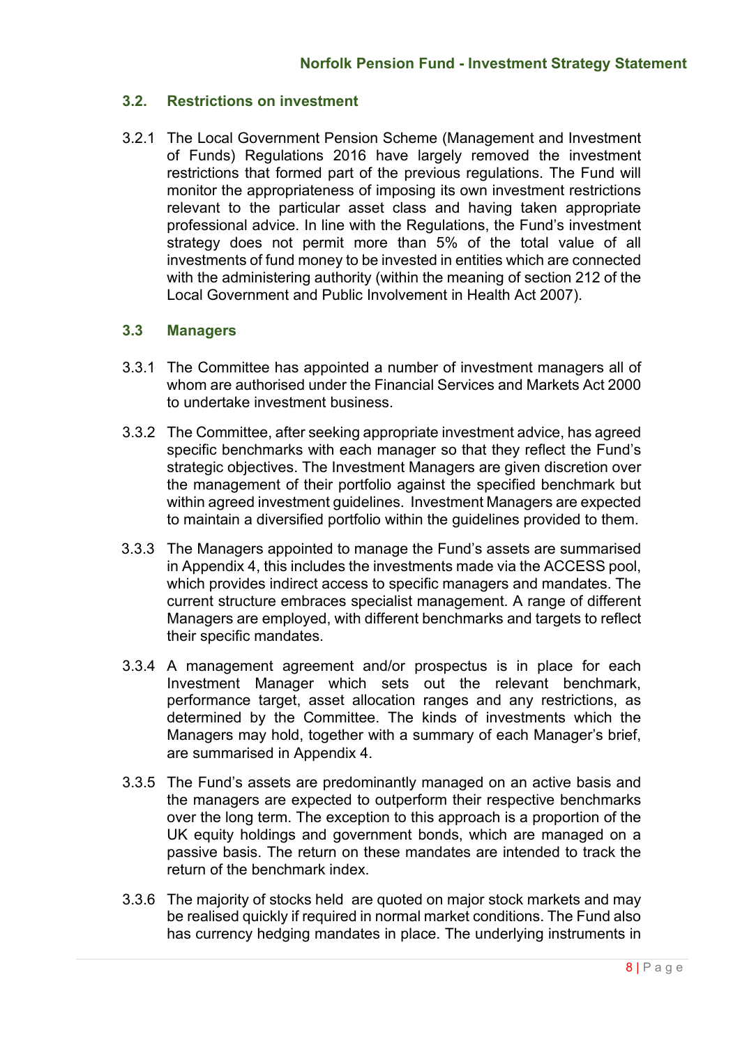### 3.2. Restrictions on investment

3.2.1 The Local Government Pension Scheme (Management and Investment of Funds) Regulations 2016 have largely removed the investment restrictions that formed part of the previous regulations. The Fund will monitor the appropriateness of imposing its own investment restrictions relevant to the particular asset class and having taken appropriate professional advice. In line with the Regulations, the Fund's investment strategy does not permit more than 5% of the total value of all investments of fund money to be invested in entities which are connected with the administering authority (within the meaning of section 212 of the Local Government and Public Involvement in Health Act 2007).

### 3.3 Managers

3.3.1 The Committee has appointed a number of investment managers all of whom are authorised under the Financial Services and Markets Act 2000 to undertake investment business.

3.3.2 The Committee, after seeking appropriate investment advice, has agreed specific benchmarks with each manager so that they reflect the Fund's strategic objectives. The Investment Managers are given discretion over the management of their portfolio against the specified benchmark but within agreed investment guidelines. Investment Managers are expected to maintain a diversified portfolio within the guidelines provided to them.

3.3.3 The Managers appointed to manage the Fund's assets are summarised in Appendix 4, this includes the investments made via the ACCESS pool, which provides indirect access to specific managers and mandates. The current structure embraces specialist management. A range of different Managers are employed, with different benchmarks and targets to reflect their specific mandates.

3.3.4 A management agreement and/or prospectus is in place for each Investment Manager which sets out the relevant benchmark, performance target, asset allocation ranges and any restrictions, as determined by the Committee. The kinds of investments which the Managers may hold, together with a summary of each Manager's brief, are summarised in Appendix 4.

3.3.5 The Fund's assets are predominantly managed on an active basis and the managers are expected to outperform their respective benchmarks over the long term. The exception to this approach is a proportion of the UK equity holdings and government bonds, which are managed on a passive basis. The return on these mandates are intended to track the return of the benchmark index.

3.3.6 The majority of stocks held are quoted on major stock markets and may be realised quickly if required in normal market conditions. The Fund also has currency hedging mandates in place. The underlying instruments in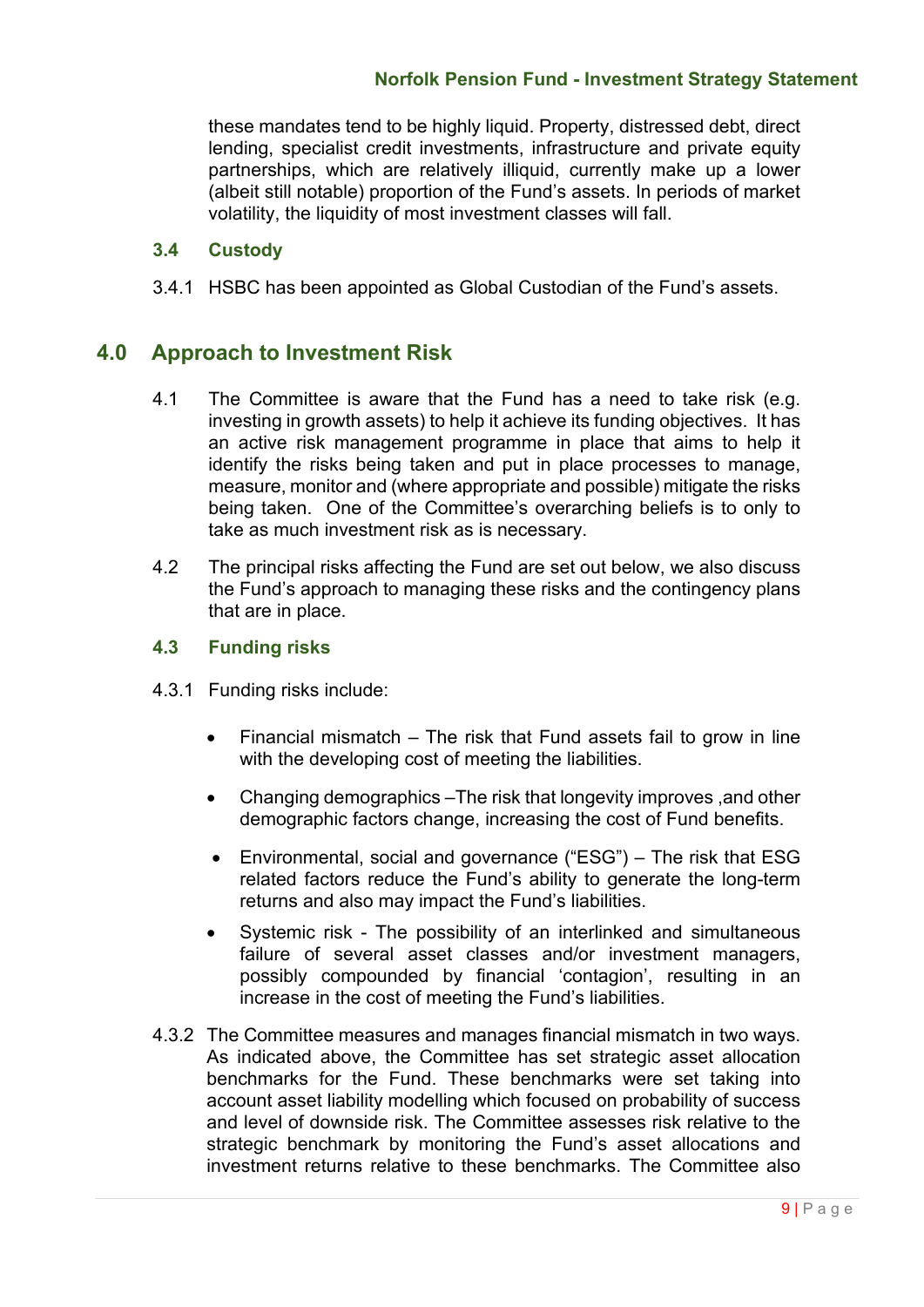these mandates tend to be highly liquid. Property, distressed debt, direct lending, specialist credit investments, infrastructure and private equity partnerships, which are relatively illiquid, currently make up a lower (albeit still notable) proportion of the Fund's assets. In periods of market volatility, the liquidity of most investment classes will fall.

### 3.4 Custody

3.4.1 HSBC has been appointed as Global Custodian of the Fund's assets.

## 4.0 Approach to Investment Risk

4.1 The Committee is aware that the Fund has a need to take risk (e.g. investing in growth assets) to help it achieve its funding objectives. It has an active risk management programme in place that aims to help it identify the risks being taken and put in place processes to manage, measure, monitor and (where appropriate and possible) mitigate the risks being taken. One of the Committee's overarching beliefs is to only to take as much investment risk as is necessary.

4.2 The principal risks affecting the Fund are set out below, we also discuss the Fund's approach to managing these risks and the contingency plans that are in place.

### 4.3 Funding risks

4.3.1 Funding risks include:

- Financial mismatch – The risk that Fund assets fail to grow in line with the developing cost of meeting the liabilities.
- Changing demographics –The risk that longevity improves ,and other demographic factors change, increasing the cost of Fund benefits.
- Environmental, social and governance ("ESG") – The risk that ESG related factors reduce the Fund's ability to generate the long-term returns and also may impact the Fund's liabilities.
- Systemic risk - The possibility of an interlinked and simultaneous failure of several asset classes and/or investment managers, possibly compounded by financial 'contagion', resulting in an increase in the cost of meeting the Fund's liabilities.

4.3.2 The Committee measures and manages financial mismatch in two ways. As indicated above, the Committee has set strategic asset allocation benchmarks for the Fund. These benchmarks were set taking into account asset liability modelling which focused on probability of success and level of downside risk. The Committee assesses risk relative to the strategic benchmark by monitoring the Fund's asset allocations and investment returns relative to these benchmarks. The Committee also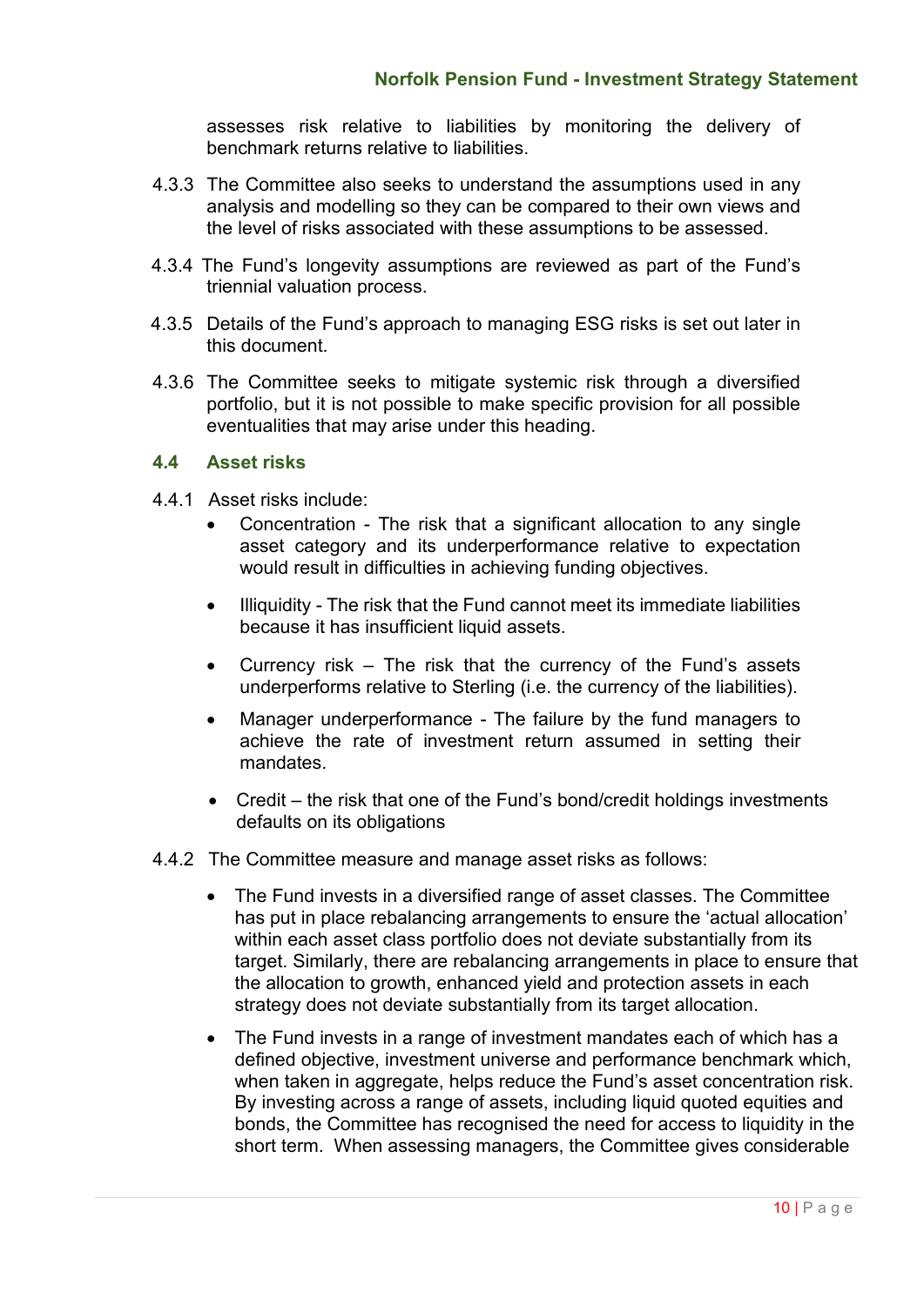assesses risk relative to liabilities by monitoring the delivery of benchmark returns relative to liabilities.

4.3.3 The Committee also seeks to understand the assumptions used in any analysis and modelling so they can be compared to their own views and the level of risks associated with these assumptions to be assessed.

4.3.4 The Fund's longevity assumptions are reviewed as part of the Fund's triennial valuation process.

4.3.5 Details of the Fund's approach to managing ESG risks is set out later in this document.

4.3.6 The Committee seeks to mitigate systemic risk through a diversified portfolio, but it is not possible to make specific provision for all possible eventualities that may arise under this heading.

## 4.4 Asset risks

4.4.1 Asset risks include:

- Concentration - The risk that a significant allocation to any single asset category and its underperformance relative to expectation would result in difficulties in achieving funding objectives.
- Illiquidity - The risk that the Fund cannot meet its immediate liabilities because it has insufficient liquid assets.
- Currency risk – The risk that the currency of the Fund's assets underperforms relative to Sterling (i.e. the currency of the liabilities).
- Manager underperformance - The failure by the fund managers to achieve the rate of investment return assumed in setting their mandates.
- Credit – the risk that one of the Fund's bond/credit holdings investments defaults on its obligations

4.4.2 The Committee measure and manage asset risks as follows:

- The Fund invests in a diversified range of asset classes. The Committee has put in place rebalancing arrangements to ensure the 'actual allocation' within each asset class portfolio does not deviate substantially from its target. Similarly, there are rebalancing arrangements in place to ensure that the allocation to growth, enhanced yield and protection assets in each strategy does not deviate substantially from its target allocation.
- The Fund invests in a range of investment mandates each of which has a defined objective, investment universe and performance benchmark which, when taken in aggregate, helps reduce the Fund's asset concentration risk. By investing across a range of assets, including liquid quoted equities and bonds, the Committee has recognised the need for access to liquidity in the short term. When assessing managers, the Committee gives considerable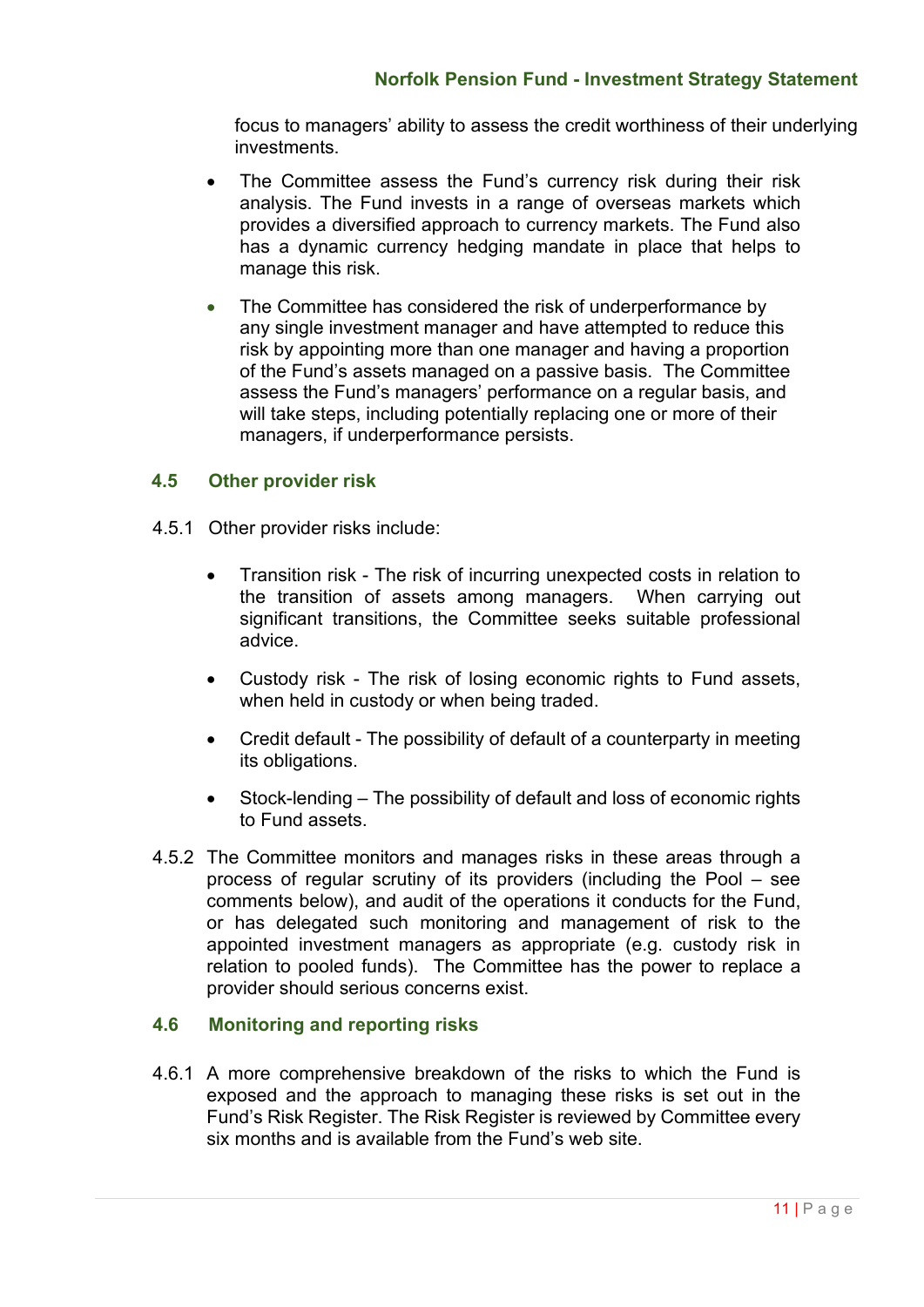focus to managers' ability to assess the credit worthiness of their underlying investments.

- The Committee assess the Fund's currency risk during their risk analysis. The Fund invests in a range of overseas markets which provides a diversified approach to currency markets. The Fund also has a dynamic currency hedging mandate in place that helps to manage this risk.
- The Committee has considered the risk of underperformance by any single investment manager and have attempted to reduce this risk by appointing more than one manager and having a proportion of the Fund's assets managed on a passive basis. The Committee assess the Fund's managers' performance on a regular basis, and will take steps, including potentially replacing one or more of their managers, if underperformance persists.

### 4.5 Other provider risk

4.5.1 Other provider risks include:

- Transition risk - The risk of incurring unexpected costs in relation to the transition of assets among managers. When carrying out significant transitions, the Committee seeks suitable professional advice.
- Custody risk - The risk of losing economic rights to Fund assets, when held in custody or when being traded.
- Credit default - The possibility of default of a counterparty in meeting its obligations.
- Stock-lending – The possibility of default and loss of economic rights to Fund assets.

4.5.2 The Committee monitors and manages risks in these areas through a process of regular scrutiny of its providers (including the Pool – see comments below), and audit of the operations it conducts for the Fund, or has delegated such monitoring and management of risk to the appointed investment managers as appropriate (e.g. custody risk in relation to pooled funds). The Committee has the power to replace a provider should serious concerns exist.

### 4.6 Monitoring and reporting risks

4.6.1 A more comprehensive breakdown of the risks to which the Fund is exposed and the approach to managing these risks is set out in the Fund's Risk Register. The Risk Register is reviewed by Committee every six months and is available from the Fund's web site.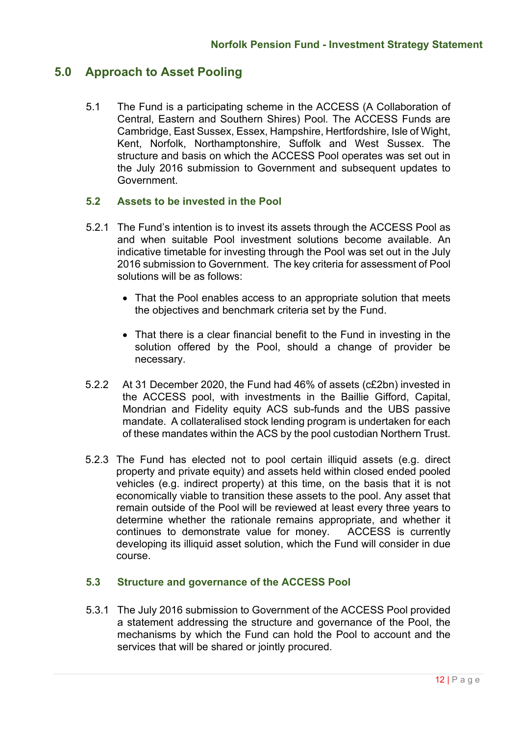## 5.0 Approach to Asset Pooling

5.1 The Fund is a participating scheme in the ACCESS (A Collaboration of Central, Eastern and Southern Shires) Pool. The ACCESS Funds are Cambridge, East Sussex, Essex, Hampshire, Hertfordshire, Isle of Wight, Kent, Norfolk, Northamptonshire, Suffolk and West Sussex. The structure and basis on which the ACCESS Pool operates was set out in the July 2016 submission to Government and subsequent updates to Government.

### 5.2 Assets to be invested in the Pool

5.2.1 The Fund's intention is to invest its assets through the ACCESS Pool as and when suitable Pool investment solutions become available. An indicative timetable for investing through the Pool was set out in the July 2016 submission to Government. The key criteria for assessment of Pool solutions will be as follows:

- That the Pool enables access to an appropriate solution that meets the objectives and benchmark criteria set by the Fund.
- That there is a clear financial benefit to the Fund in investing in the solution offered by the Pool, should a change of provider be necessary.

5.2.2 At 31 December 2020, the Fund had 46% of assets (c£2bn) invested in the ACCESS pool, with investments in the Baillie Gifford, Capital, Mondrian and Fidelity equity ACS sub-funds and the UBS passive mandate. A collateralised stock lending program is undertaken for each of these mandates within the ACS by the pool custodian Northern Trust.

5.2.3 The Fund has elected not to pool certain illiquid assets (e.g. direct property and private equity) and assets held within closed ended pooled vehicles (e.g. indirect property) at this time, on the basis that it is not economically viable to transition these assets to the pool. Any asset that remain outside of the Pool will be reviewed at least every three years to determine whether the rationale remains appropriate, and whether it continues to demonstrate value for money. ACCESS is currently developing its illiquid asset solution, which the Fund will consider in due course.

### 5.3 Structure and governance of the ACCESS Pool

5.3.1 The July 2016 submission to Government of the ACCESS Pool provided a statement addressing the structure and governance of the Pool, the mechanisms by which the Fund can hold the Pool to account and the services that will be shared or jointly procured.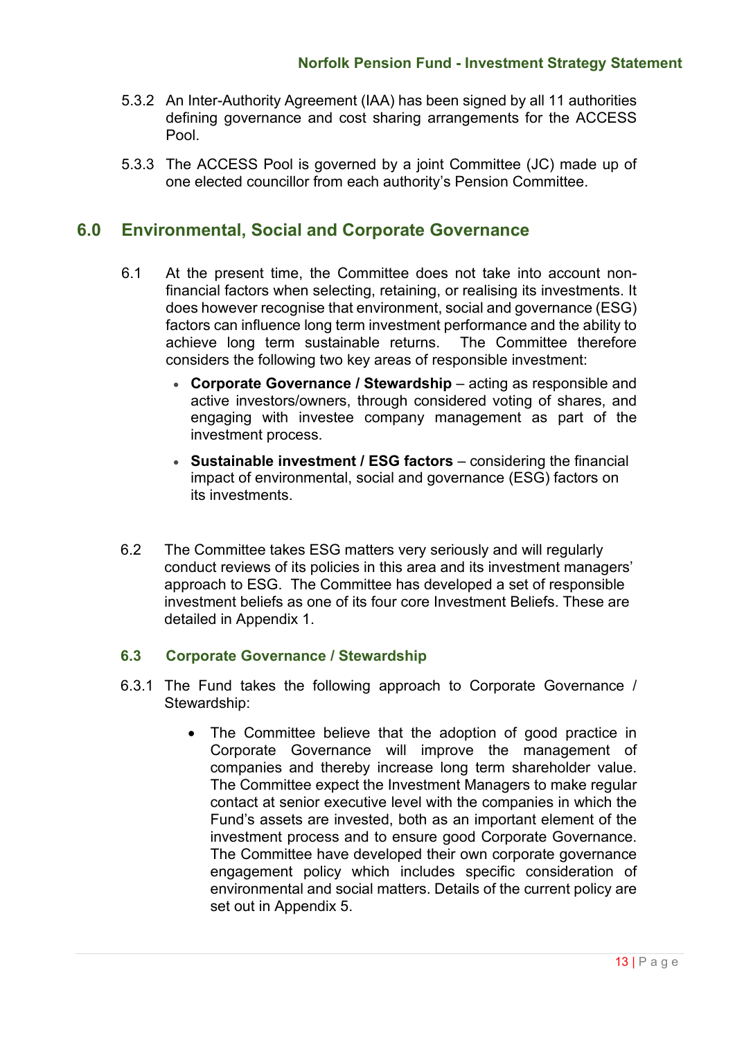5.3.2 An Inter-Authority Agreement (IAA) has been signed by all 11 authorities defining governance and cost sharing arrangements for the ACCESS Pool.

5.3.3 The ACCESS Pool is governed by a joint Committee (JC) made up of one elected councillor from each authority's Pension Committee.

## 6.0 Environmental, Social and Corporate Governance

6.1 At the present time, the Committee does not take into account non-financial factors when selecting, retaining, or realising its investments. It does however recognise that environment, social and governance (ESG) factors can influence long term investment performance and the ability to achieve long term sustainable returns. The Committee therefore considers the following two key areas of responsible investment:

- **Corporate Governance / Stewardship** – acting as responsible and active investors/owners, through considered voting of shares, and engaging with investee company management as part of the investment process.
- **Sustainable investment / ESG factors** – considering the financial impact of environmental, social and governance (ESG) factors on its investments.

6.2 The Committee takes ESG matters very seriously and will regularly conduct reviews of its policies in this area and its investment managers' approach to ESG. The Committee has developed a set of responsible investment beliefs as one of its four core Investment Beliefs. These are detailed in Appendix 1.

### 6.3 Corporate Governance / Stewardship

6.3.1 The Fund takes the following approach to Corporate Governance / Stewardship:

- The Committee believe that the adoption of good practice in Corporate Governance will improve the management of companies and thereby increase long term shareholder value. The Committee expect the Investment Managers to make regular contact at senior executive level with the companies in which the Fund's assets are invested, both as an important element of the investment process and to ensure good Corporate Governance. The Committee have developed their own corporate governance engagement policy which includes specific consideration of environmental and social matters. Details of the current policy are set out in Appendix 5.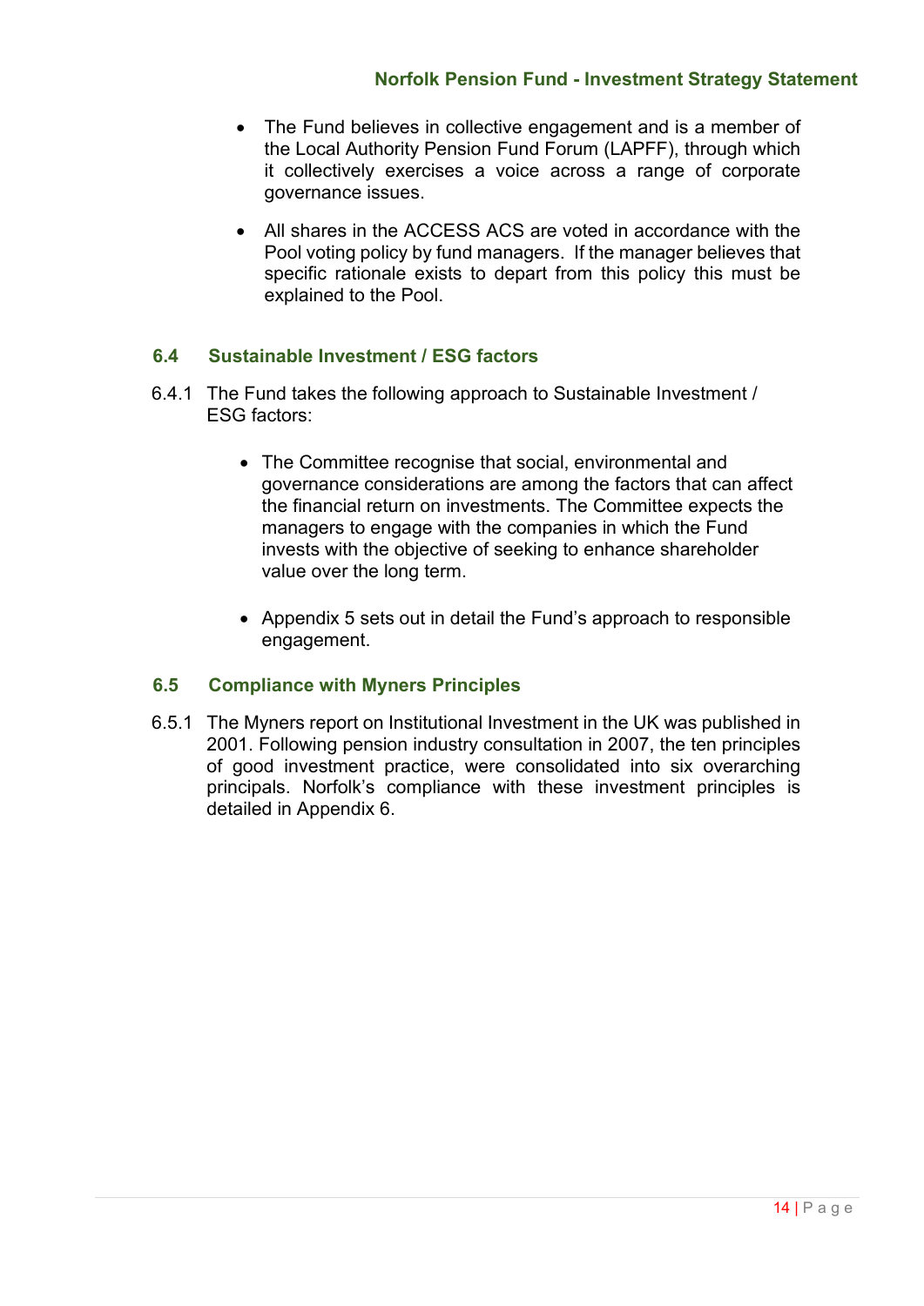- The Fund believes in collective engagement and is a member of the Local Authority Pension Fund Forum (LAPFF), through which it collectively exercises a voice across a range of corporate governance issues.

- All shares in the ACCESS ACS are voted in accordance with the Pool voting policy by fund managers. If the manager believes that specific rationale exists to depart from this policy this must be explained to the Pool.

### 6.4 Sustainable Investment / ESG factors

6.4.1 The Fund takes the following approach to Sustainable Investment / ESG factors:

- The Committee recognise that social, environmental and governance considerations are among the factors that can affect the financial return on investments. The Committee expects the managers to engage with the companies in which the Fund invests with the objective of seeking to enhance shareholder value over the long term.

- Appendix 5 sets out in detail the Fund's approach to responsible engagement.

### 6.5 Compliance with Myners Principles

6.5.1 The Myners report on Institutional Investment in the UK was published in 2001. Following pension industry consultation in 2007, the ten principles of good investment practice, were consolidated into six overarching principals. Norfolk's compliance with these investment principles is detailed in Appendix 6.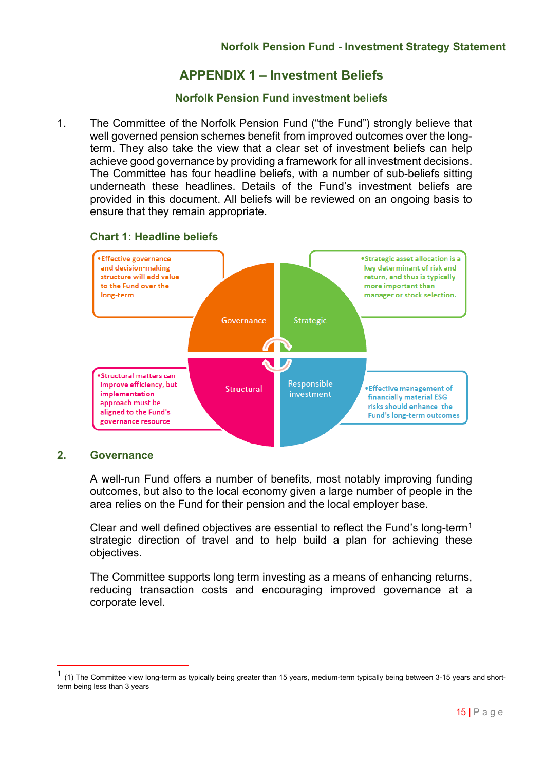# APPENDIX 1 – Investment Beliefs

## Norfolk Pension Fund investment beliefs

1. The Committee of the Norfolk Pension Fund ("the Fund") strongly believe that well governed pension schemes benefit from improved outcomes over the long-term. They also take the view that a clear set of investment beliefs can help achieve good governance by providing a framework for all investment decisions. The Committee has four headline beliefs, with a number of sub-beliefs sitting underneath these headlines. Details of the Fund's investment beliefs are provided in this document. All beliefs will be reviewed on an ongoing basis to ensure that they remain appropriate.

### Chart 1: Headline beliefs

- **Governance**: Effective governance and decision-making structure will add value to the Fund over the long-term
- **Strategic**: Strategic asset allocation is a key determinant of risk and return, and thus is typically more important than manager or stock selection.
- **Structural**: Structural matters can improve efficiency, but implementation approach must be aligned to the Fund's governance resource
- **Responsible investment**: Effective management of financially material ESG risks should enhance the Fund's long-term outcomes

## 2. Governance

A well-run Fund offers a number of benefits, most notably improving funding outcomes, but also to the local economy given a large number of people in the area relies on the Fund for their pension and the local employer base.

Clear and well defined objectives are essential to reflect the Fund's long-term[1] strategic direction of travel and to help build a plan for achieving these objectives.

The Committee supports long term investing as a means of enhancing returns, reducing transaction costs and encouraging improved governance at a corporate level.

---

[1] (1) The Committee view long-term as typically being greater than 15 years, medium-term typically being between 3-15 years and short-term being less than 3 years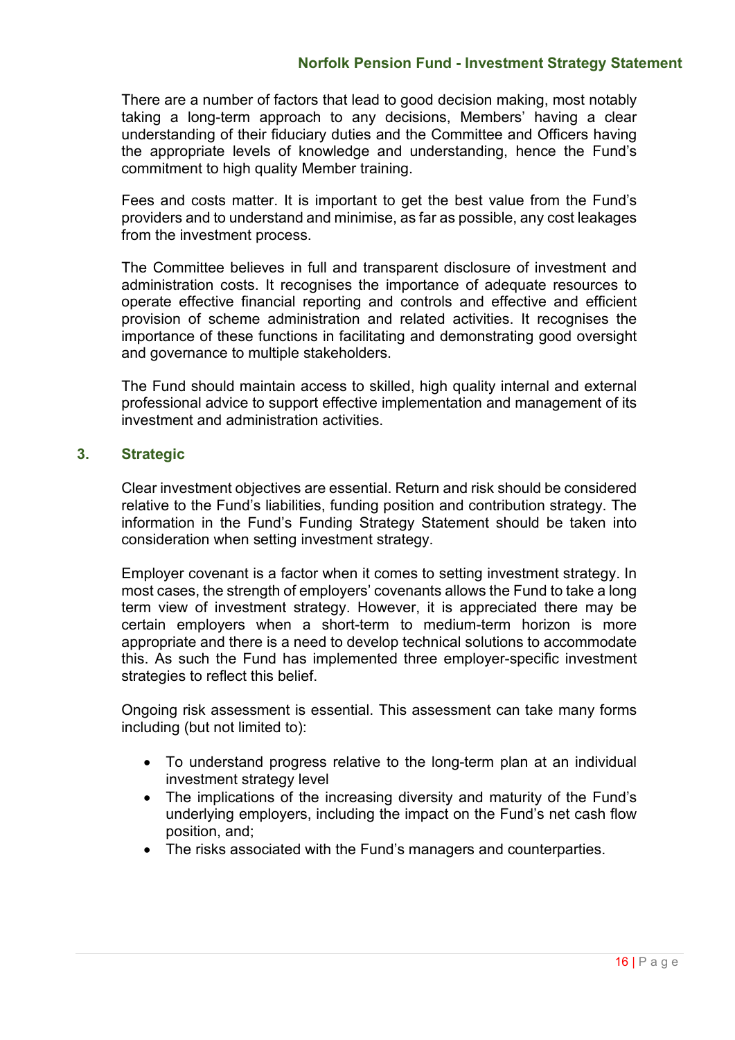There are a number of factors that lead to good decision making, most notably taking a long-term approach to any decisions, Members' having a clear understanding of their fiduciary duties and the Committee and Officers having the appropriate levels of knowledge and understanding, hence the Fund's commitment to high quality Member training.

Fees and costs matter. It is important to get the best value from the Fund's providers and to understand and minimise, as far as possible, any cost leakages from the investment process.

The Committee believes in full and transparent disclosure of investment and administration costs. It recognises the importance of adequate resources to operate effective financial reporting and controls and effective and efficient provision of scheme administration and related activities. It recognises the importance of these functions in facilitating and demonstrating good oversight and governance to multiple stakeholders.

The Fund should maintain access to skilled, high quality internal and external professional advice to support effective implementation and management of its investment and administration activities.

## 3. Strategic

Clear investment objectives are essential. Return and risk should be considered relative to the Fund's liabilities, funding position and contribution strategy. The information in the Fund's Funding Strategy Statement should be taken into consideration when setting investment strategy.

Employer covenant is a factor when it comes to setting investment strategy. In most cases, the strength of employers' covenants allows the Fund to take a long term view of investment strategy. However, it is appreciated there may be certain employers when a short-term to medium-term horizon is more appropriate and there is a need to develop technical solutions to accommodate this. As such the Fund has implemented three employer-specific investment strategies to reflect this belief.

Ongoing risk assessment is essential. This assessment can take many forms including (but not limited to):

- To understand progress relative to the long-term plan at an individual investment strategy level
- The implications of the increasing diversity and maturity of the Fund's underlying employers, including the impact on the Fund's net cash flow position, and;
- The risks associated with the Fund's managers and counterparties.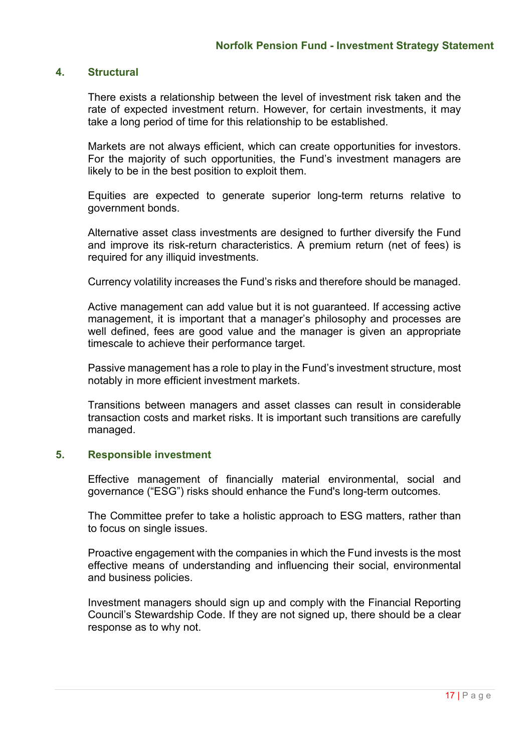## 4. Structural

There exists a relationship between the level of investment risk taken and the rate of expected investment return. However, for certain investments, it may take a long period of time for this relationship to be established.

Markets are not always efficient, which can create opportunities for investors. For the majority of such opportunities, the Fund's investment managers are likely to be in the best position to exploit them.

Equities are expected to generate superior long-term returns relative to government bonds.

Alternative asset class investments are designed to further diversify the Fund and improve its risk-return characteristics. A premium return (net of fees) is required for any illiquid investments.

Currency volatility increases the Fund's risks and therefore should be managed.

Active management can add value but it is not guaranteed. If accessing active management, it is important that a manager's philosophy and processes are well defined, fees are good value and the manager is given an appropriate timescale to achieve their performance target.

Passive management has a role to play in the Fund's investment structure, most notably in more efficient investment markets.

Transitions between managers and asset classes can result in considerable transaction costs and market risks. It is important such transitions are carefully managed.

## 5. Responsible investment

Effective management of financially material environmental, social and governance ("ESG") risks should enhance the Fund's long-term outcomes.

The Committee prefer to take a holistic approach to ESG matters, rather than to focus on single issues.

Proactive engagement with the companies in which the Fund invests is the most effective means of understanding and influencing their social, environmental and business policies.

Investment managers should sign up and comply with the Financial Reporting Council's Stewardship Code. If they are not signed up, there should be a clear response as to why not.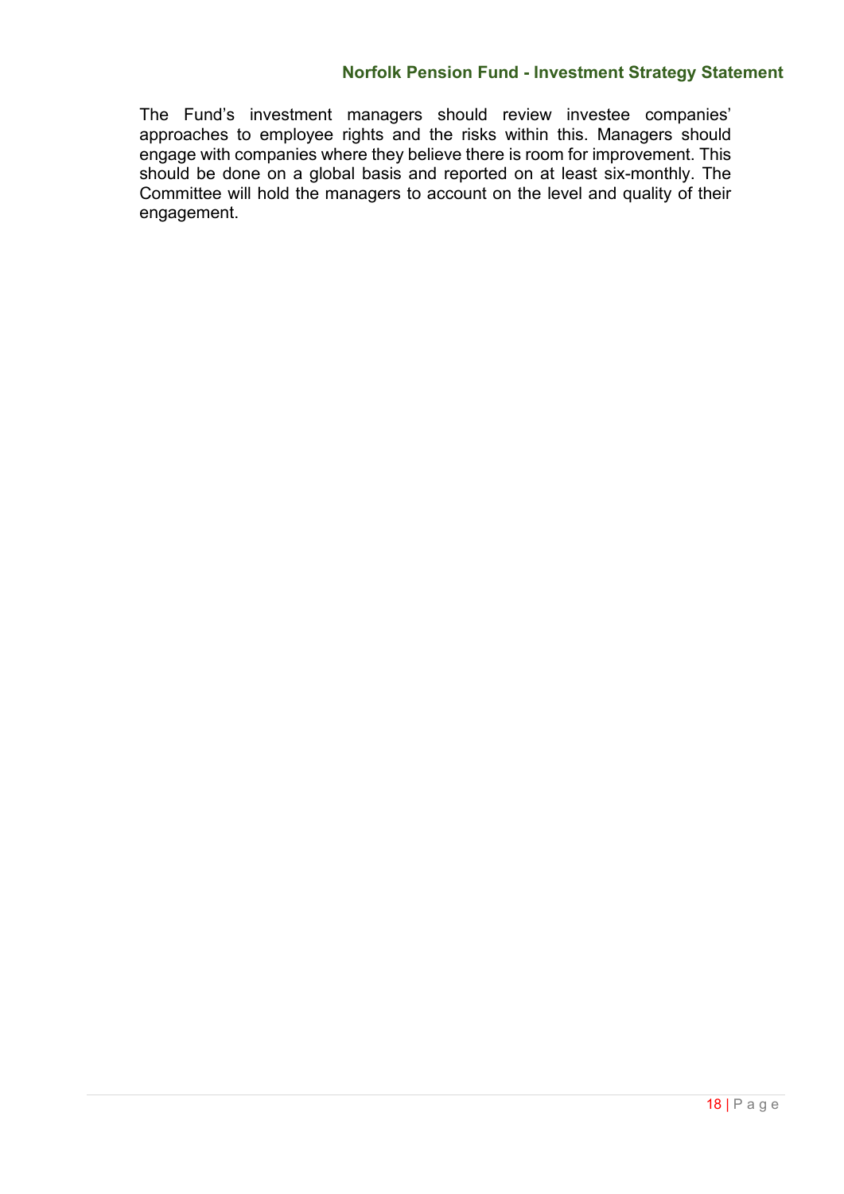The Fund's investment managers should review investee companies' approaches to employee rights and the risks within this. Managers should engage with companies where they believe there is room for improvement. This should be done on a global basis and reported on at least six-monthly. The Committee will hold the managers to account on the level and quality of their engagement.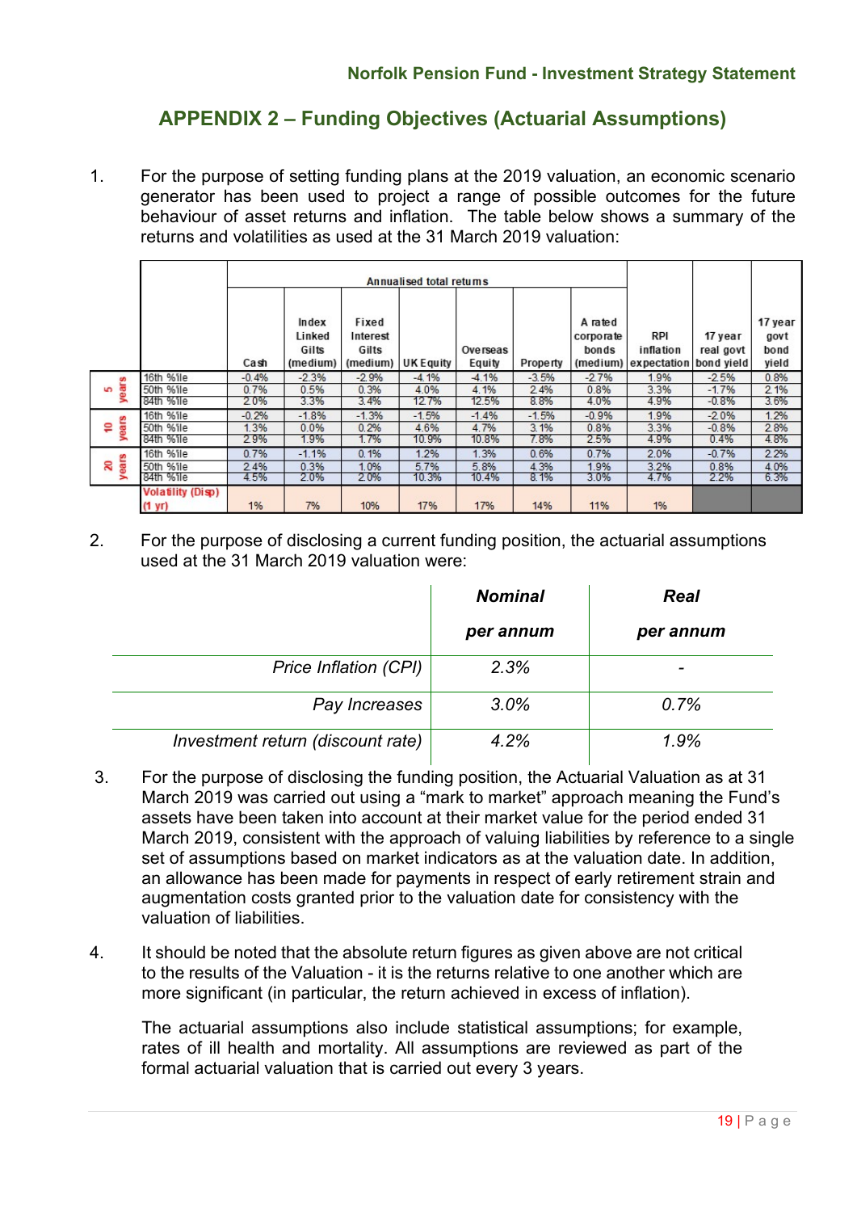## APPENDIX 2 – Funding Objectives (Actuarial Assumptions)

1. For the purpose of setting funding plans at the 2019 valuation, an economic scenario generator has been used to project a range of possible outcomes for the future behaviour of asset returns and inflation. The table below shows a summary of the returns and volatilities as used at the 31 March 2019 valuation:

| | | Annualised total returns | | | | | | | | | |
|---|---|---|---|---|---|---|---|---|---|---|---|
| | | Cash | Index Linked Gilts (medium) | Fixed Interest Gilts (medium) | UK Equity | Overseas Equity | Property | A rated corporate bonds (medium) | RPI inflation expectation | 17 year real govt bond yield | 17 year govt bond yield |
| 5 years | 16th %ile | -0.4% | -2.3% | -2.9% | -4.1% | -4.1% | -3.5% | -2.7% | 1.9% | -2.5% | 0.8% |
| | 50th %ile | 0.7% | 0.5% | 0.3% | 4.0% | 4.1% | 2.4% | 0.8% | 3.3% | -1.7% | 2.1% |
| | 84th %ile | 2.0% | 3.3% | 3.4% | 12.7% | 12.5% | 8.8% | 4.0% | 4.9% | -0.8% | 3.6% |
| 10 years | 16th %ile | -0.2% | -1.8% | -1.3% | -1.5% | -1.4% | -1.5% | -0.9% | 1.9% | -2.0% | 1.2% |
| | 50th %ile | 1.3% | 0.0% | 0.2% | 4.6% | 4.7% | 3.1% | 0.8% | 3.3% | -0.8% | 2.8% |
| | 84th %ile | 2.9% | 1.9% | 1.7% | 10.9% | 10.8% | 7.8% | 2.5% | 4.9% | 0.4% | 4.8% |
| 20 years | 16th %ile | 0.7% | -1.1% | 0.1% | 1.2% | 1.3% | 0.6% | 0.7% | 2.0% | -0.7% | 2.2% |
| | 50th %ile | 2.4% | 0.3% | 1.0% | 5.7% | 5.8% | 4.3% | 1.9% | 3.2% | 0.8% | 4.0% |
| | 84th %ile | 4.5% | 2.0% | 2.0% | 10.3% | 10.4% | 8.1% | 3.0% | 4.7% | 2.2% | 6.3% |
| | Volatility (Disp) (1 yr) | 1% | 7% | 10% | 17% | 17% | 14% | 11% | 1% | | |

2. For the purpose of disclosing a current funding position, the actuarial assumptions used at the 31 March 2019 valuation were:

| | *Nominal per annum* | *Real per annum* |
|---|---|---|
| *Price Inflation (CPI)* | *2.3%* | *-* |
| *Pay Increases* | *3.0%* | *0.7%* |
| *Investment return (discount rate)* | *4.2%* | *1.9%* |

3. For the purpose of disclosing the funding position, the Actuarial Valuation as at 31 March 2019 was carried out using a "mark to market" approach meaning the Fund's assets have been taken into account at their market value for the period ended 31 March 2019, consistent with the approach of valuing liabilities by reference to a single set of assumptions based on market indicators as at the valuation date. In addition, an allowance has been made for payments in respect of early retirement strain and augmentation costs granted prior to the valuation date for consistency with the valuation of liabilities.

4. It should be noted that the absolute return figures as given above are not critical to the results of the Valuation - it is the returns relative to one another which are more significant (in particular, the return achieved in excess of inflation).

   The actuarial assumptions also include statistical assumptions; for example, rates of ill health and mortality. All assumptions are reviewed as part of the formal actuarial valuation that is carried out every 3 years.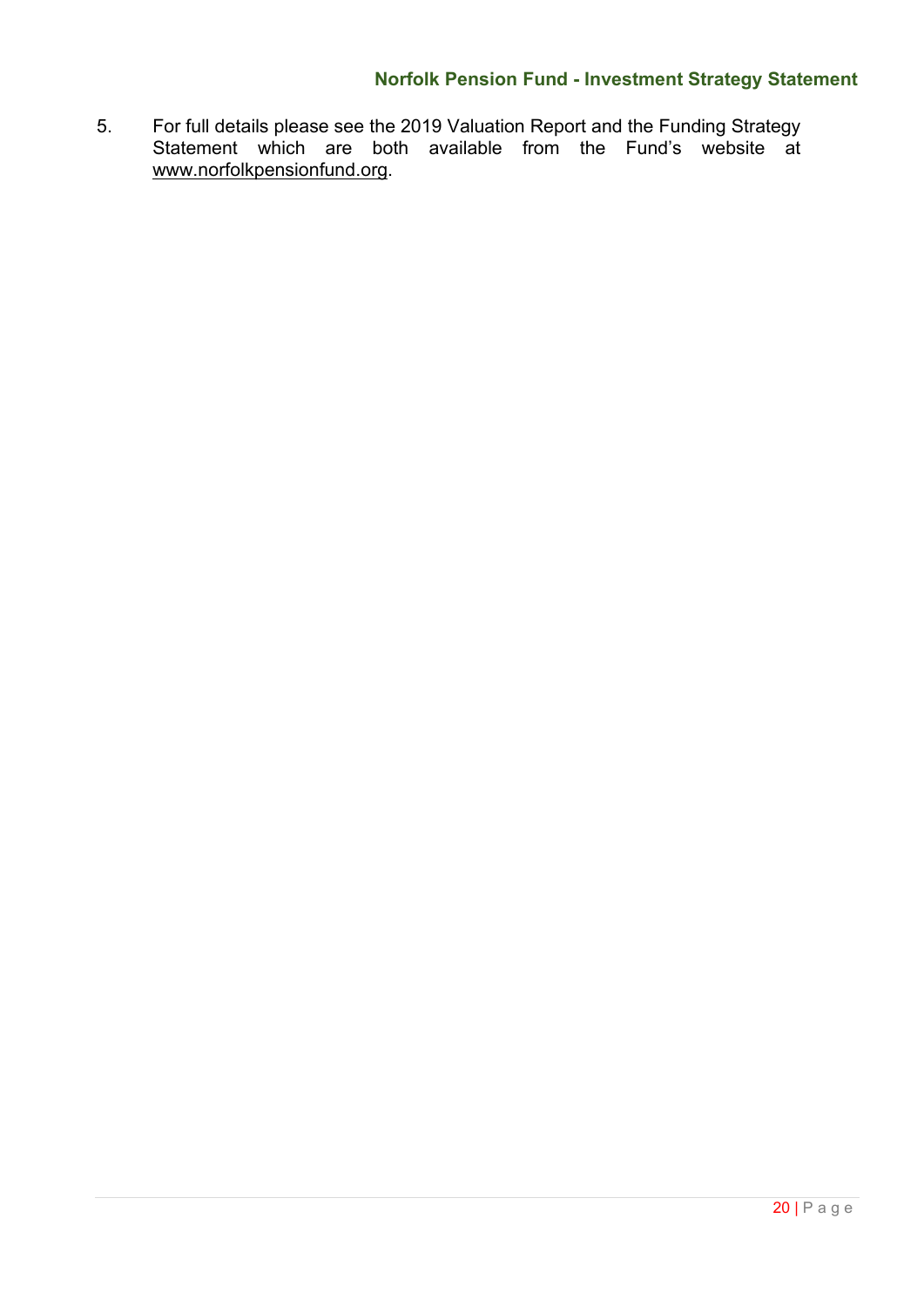5. For full details please see the 2019 Valuation Report and the Funding Strategy Statement which are both available from the Fund's website at www.norfolkpensionfund.org.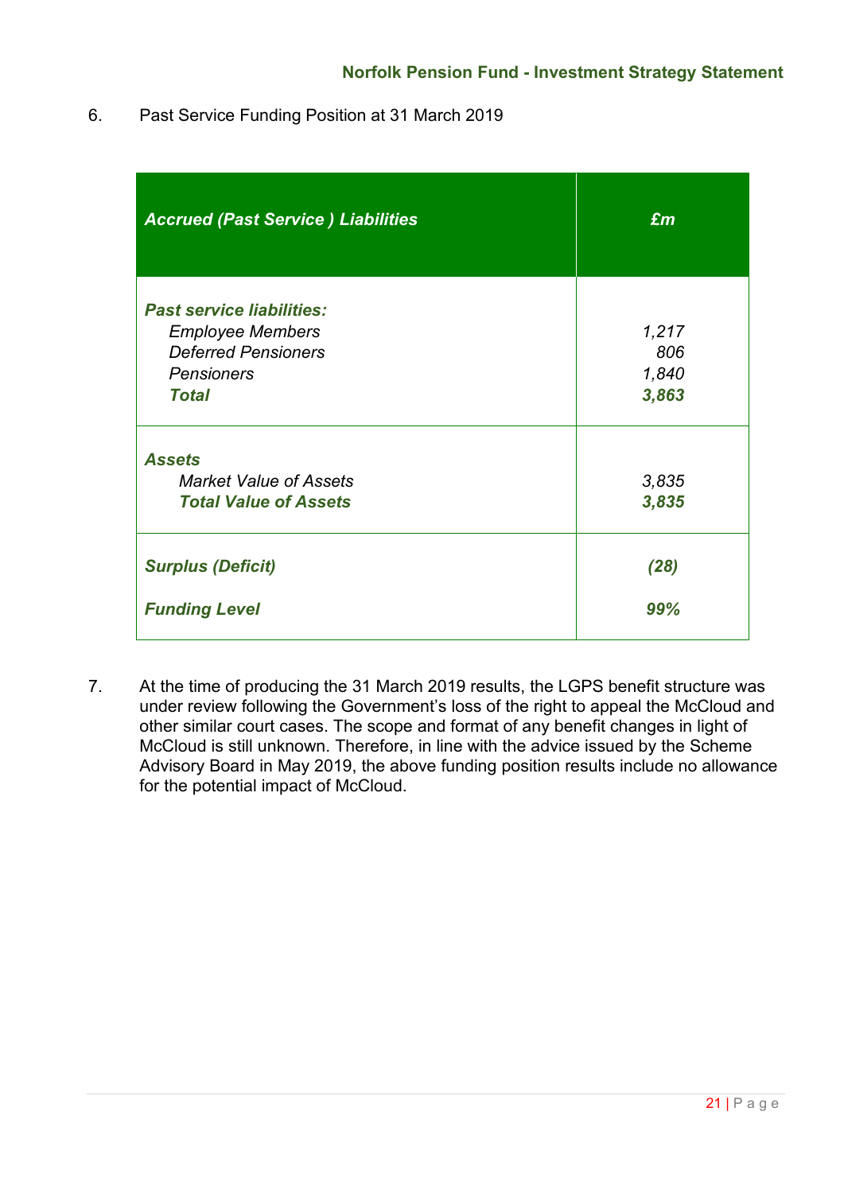6. Past Service Funding Position at 31 March 2019

| ***Accrued (Past Service ) Liabilities*** | ***£m*** |
|---|---|
| ***Past service liabilities:*** | |
| *Employee Members* | *1,217* |
| *Deferred Pensioners* | *806* |
| *Pensioners* | *1,840* |
| ***Total*** | ***3,863*** |
| ***Assets*** | |
| *Market Value of Assets* | *3,835* |
| ***Total Value of Assets*** | ***3,835*** |
| ***Surplus (Deficit)*** | ***(28)*** |
| ***Funding Level*** | ***99%*** |

7. At the time of producing the 31 March 2019 results, the LGPS benefit structure was under review following the Government's loss of the right to appeal the McCloud and other similar court cases. The scope and format of any benefit changes in light of McCloud is still unknown. Therefore, in line with the advice issued by the Scheme Advisory Board in May 2019, the above funding position results include no allowance for the potential impact of McCloud.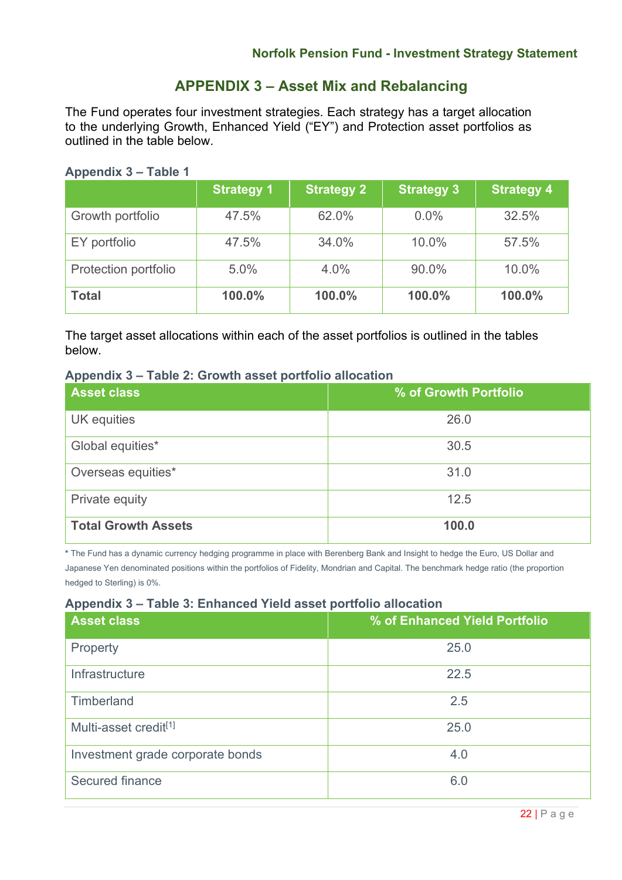## APPENDIX 3 – Asset Mix and Rebalancing

The Fund operates four investment strategies. Each strategy has a target allocation to the underlying Growth, Enhanced Yield ("EY") and Protection asset portfolios as outlined in the table below.

**Appendix 3 – Table 1**

| | Strategy 1 | Strategy 2 | Strategy 3 | Strategy 4 |
|---|---|---|---|---|
| Growth portfolio | 47.5% | 62.0% | 0.0% | 32.5% |
| EY portfolio | 47.5% | 34.0% | 10.0% | 57.5% |
| Protection portfolio | 5.0% | 4.0% | 90.0% | 10.0% |
| **Total** | **100.0%** | **100.0%** | **100.0%** | **100.0%** |

The target asset allocations within each of the asset portfolios is outlined in the tables below.

**Appendix 3 – Table 2: Growth asset portfolio allocation**

| Asset class | % of Growth Portfolio |
|---|---|
| UK equities | 26.0 |
| Global equities* | 30.5 |
| Overseas equities* | 31.0 |
| Private equity | 12.5 |
| **Total Growth Assets** | **100.0** |

* The Fund has a dynamic currency hedging programme in place with Berenberg Bank and Insight to hedge the Euro, US Dollar and Japanese Yen denominated positions within the portfolios of Fidelity, Mondrian and Capital. The benchmark hedge ratio (the proportion hedged to Sterling) is 0%.

**Appendix 3 – Table 3: Enhanced Yield asset portfolio allocation**

| Asset class | % of Enhanced Yield Portfolio |
|---|---|
| Property | 25.0 |
| Infrastructure | 22.5 |
| Timberland | 2.5 |
| Multi-asset credit[1] | 25.0 |
| Investment grade corporate bonds | 4.0 |
| Secured finance | 6.0 |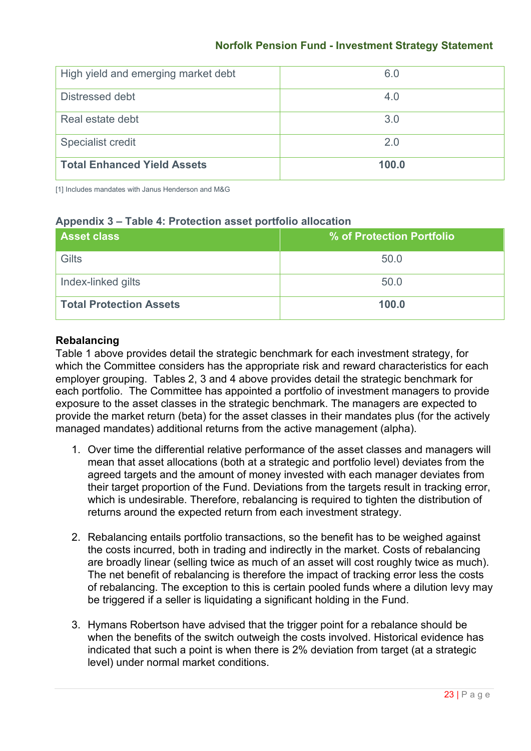| High yield and emerging market debt | 6.0 |
|---|---|
| Distressed debt | 4.0 |
| Real estate debt | 3.0 |
| Specialist credit | 2.0 |
| **Total Enhanced Yield Assets** | **100.0** |

[1] Includes mandates with Janus Henderson and M&G

### Appendix 3 – Table 4: Protection asset portfolio allocation

| Asset class | % of Protection Portfolio |
|---|---|
| Gilts | 50.0 |
| Index-linked gilts | 50.0 |
| **Total Protection Assets** | **100.0** |

### Rebalancing

Table 1 above provides detail the strategic benchmark for each investment strategy, for which the Committee considers has the appropriate risk and reward characteristics for each employer grouping. Tables 2, 3 and 4 above provides detail the strategic benchmark for each portfolio. The Committee has appointed a portfolio of investment managers to provide exposure to the asset classes in the strategic benchmark. The managers are expected to provide the market return (beta) for the asset classes in their mandates plus (for the actively managed mandates) additional returns from the active management (alpha).

1. Over time the differential relative performance of the asset classes and managers will mean that asset allocations (both at a strategic and portfolio level) deviates from the agreed targets and the amount of money invested with each manager deviates from their target proportion of the Fund. Deviations from the targets result in tracking error, which is undesirable. Therefore, rebalancing is required to tighten the distribution of returns around the expected return from each investment strategy.

2. Rebalancing entails portfolio transactions, so the benefit has to be weighed against the costs incurred, both in trading and indirectly in the market. Costs of rebalancing are broadly linear (selling twice as much of an asset will cost roughly twice as much). The net benefit of rebalancing is therefore the impact of tracking error less the costs of rebalancing. The exception to this is certain pooled funds where a dilution levy may be triggered if a seller is liquidating a significant holding in the Fund.

3. Hymans Robertson have advised that the trigger point for a rebalance should be when the benefits of the switch outweigh the costs involved. Historical evidence has indicated that such a point is when there is 2% deviation from target (at a strategic level) under normal market conditions.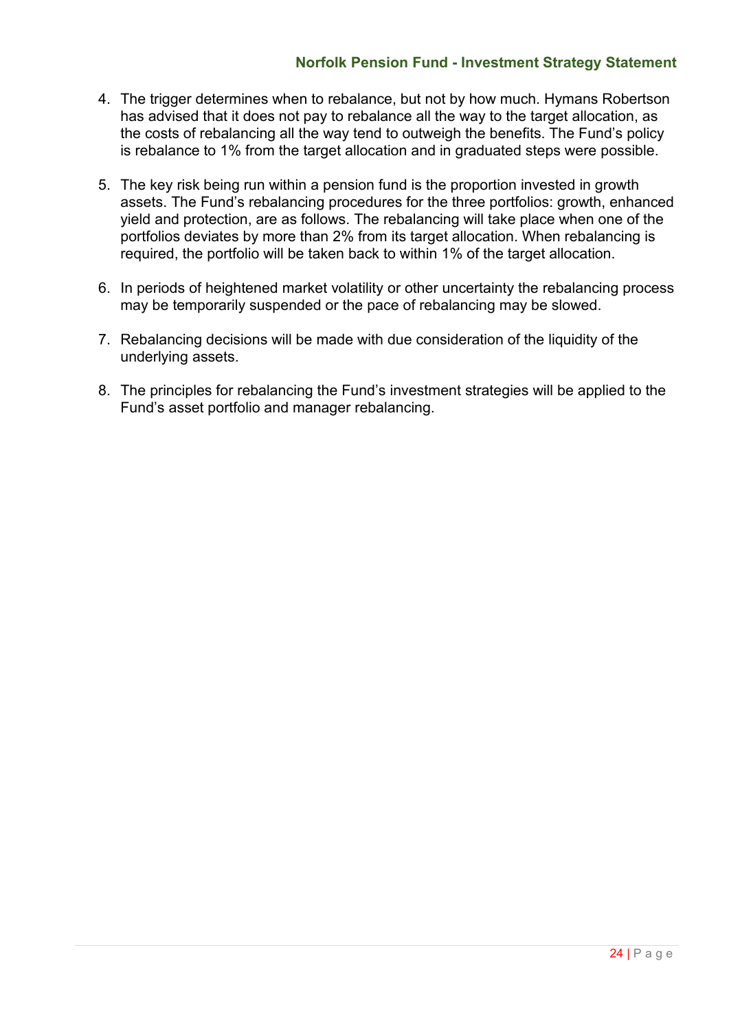4. The trigger determines when to rebalance, but not by how much. Hymans Robertson has advised that it does not pay to rebalance all the way to the target allocation, as the costs of rebalancing all the way tend to outweigh the benefits. The Fund's policy is rebalance to 1% from the target allocation and in graduated steps were possible.

5. The key risk being run within a pension fund is the proportion invested in growth assets. The Fund's rebalancing procedures for the three portfolios: growth, enhanced yield and protection, are as follows. The rebalancing will take place when one of the portfolios deviates by more than 2% from its target allocation. When rebalancing is required, the portfolio will be taken back to within 1% of the target allocation.

6. In periods of heightened market volatility or other uncertainty the rebalancing process may be temporarily suspended or the pace of rebalancing may be slowed.

7. Rebalancing decisions will be made with due consideration of the liquidity of the underlying assets.

8. The principles for rebalancing the Fund's investment strategies will be applied to the Fund's asset portfolio and manager rebalancing.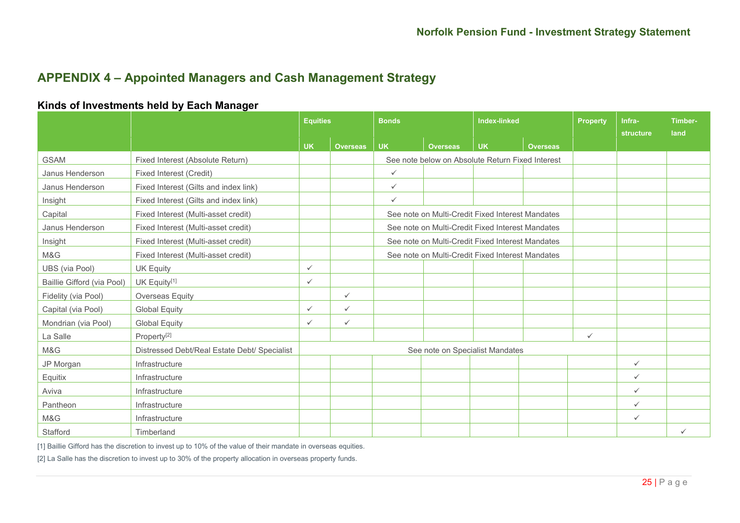## APPENDIX 4 – Appointed Managers and Cash Management Strategy

### Kinds of Investments held by Each Manager

| | | Equities | | Bonds | | Index-linked | | Property | Infra-structure | Timber-land |
|---|---|---|---|---|---|---|---|---|---|---|
| | | UK | Overseas | UK | Overseas | UK | Overseas | | | |
| GSAM | Fixed Interest (Absolute Return) | | | See note below on Absolute Return Fixed Interest | | | | | | |
| Janus Henderson | Fixed Interest (Credit) | | | ✓ | | | | | | |
| Janus Henderson | Fixed Interest (Gilts and index link) | | | ✓ | | | | | | |
| Insight | Fixed Interest (Gilts and index link) | | | ✓ | | | | | | |
| Capital | Fixed Interest (Multi-asset credit) | | | See note on Multi-Credit Fixed Interest Mandates | | | | | | |
| Janus Henderson | Fixed Interest (Multi-asset credit) | | | See note on Multi-Credit Fixed Interest Mandates | | | | | | |
| Insight | Fixed Interest (Multi-asset credit) | | | See note on Multi-Credit Fixed Interest Mandates | | | | | | |
| M&G | Fixed Interest (Multi-asset credit) | | | See note on Multi-Credit Fixed Interest Mandates | | | | | | |
| UBS (via Pool) | UK Equity | ✓ | | | | | | | | |
| Baillie Gifford (via Pool) | UK Equity[1] | ✓ | | | | | | | | |
| Fidelity (via Pool) | Overseas Equity | | ✓ | | | | | | | |
| Capital (via Pool) | Global Equity | ✓ | ✓ | | | | | | | |
| Mondrian (via Pool) | Global Equity | ✓ | ✓ | | | | | | | |
| La Salle | Property[2] | | | | | | | ✓ | | |
| M&G | Distressed Debt/Real Estate Debt/ Specialist | See note on Specialist Mandates | | | | | | | | |
| JP Morgan | Infrastructure | | | | | | | | ✓ | |
| Equitix | Infrastructure | | | | | | | | ✓ | |
| Aviva | Infrastructure | | | | | | | | ✓ | |
| Pantheon | Infrastructure | | | | | | | | ✓ | |
| M&G | Infrastructure | | | | | | | | ✓ | |
| Stafford | Timberland | | | | | | | | | ✓ |

[1] Baillie Gifford has the discretion to invest up to 10% of the value of their mandate in overseas equities.

[2] La Salle has the discretion to invest up to 30% of the property allocation in overseas property funds.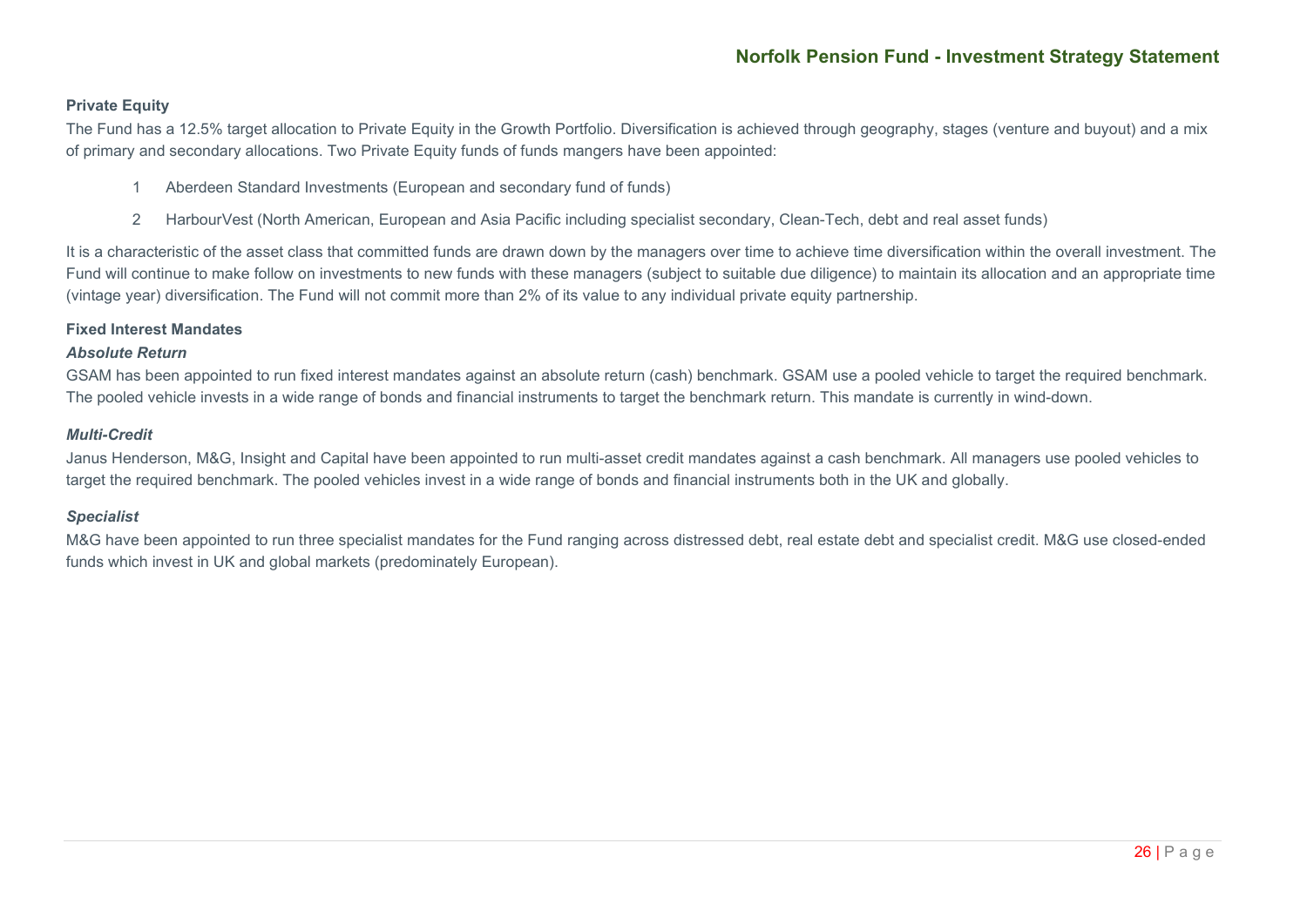**Private Equity**

The Fund has a 12.5% target allocation to Private Equity in the Growth Portfolio. Diversification is achieved through geography, stages (venture and buyout) and a mix of primary and secondary allocations. Two Private Equity funds of funds mangers have been appointed:

1. Aberdeen Standard Investments (European and secondary fund of funds)
2. HarbourVest (North American, European and Asia Pacific including specialist secondary, Clean-Tech, debt and real asset funds)

It is a characteristic of the asset class that committed funds are drawn down by the managers over time to achieve time diversification within the overall investment. The Fund will continue to make follow on investments to new funds with these managers (subject to suitable due diligence) to maintain its allocation and an appropriate time (vintage year) diversification. The Fund will not commit more than 2% of its value to any individual private equity partnership.

**Fixed Interest Mandates**

***Absolute Return***

GSAM has been appointed to run fixed interest mandates against an absolute return (cash) benchmark. GSAM use a pooled vehicle to target the required benchmark. The pooled vehicle invests in a wide range of bonds and financial instruments to target the benchmark return. This mandate is currently in wind-down.

***Multi-Credit***

Janus Henderson, M&G, Insight and Capital have been appointed to run multi-asset credit mandates against a cash benchmark. All managers use pooled vehicles to target the required benchmark. The pooled vehicles invest in a wide range of bonds and financial instruments both in the UK and globally.

***Specialist***

M&G have been appointed to run three specialist mandates for the Fund ranging across distressed debt, real estate debt and specialist credit. M&G use closed-ended funds which invest in UK and global markets (predominately European).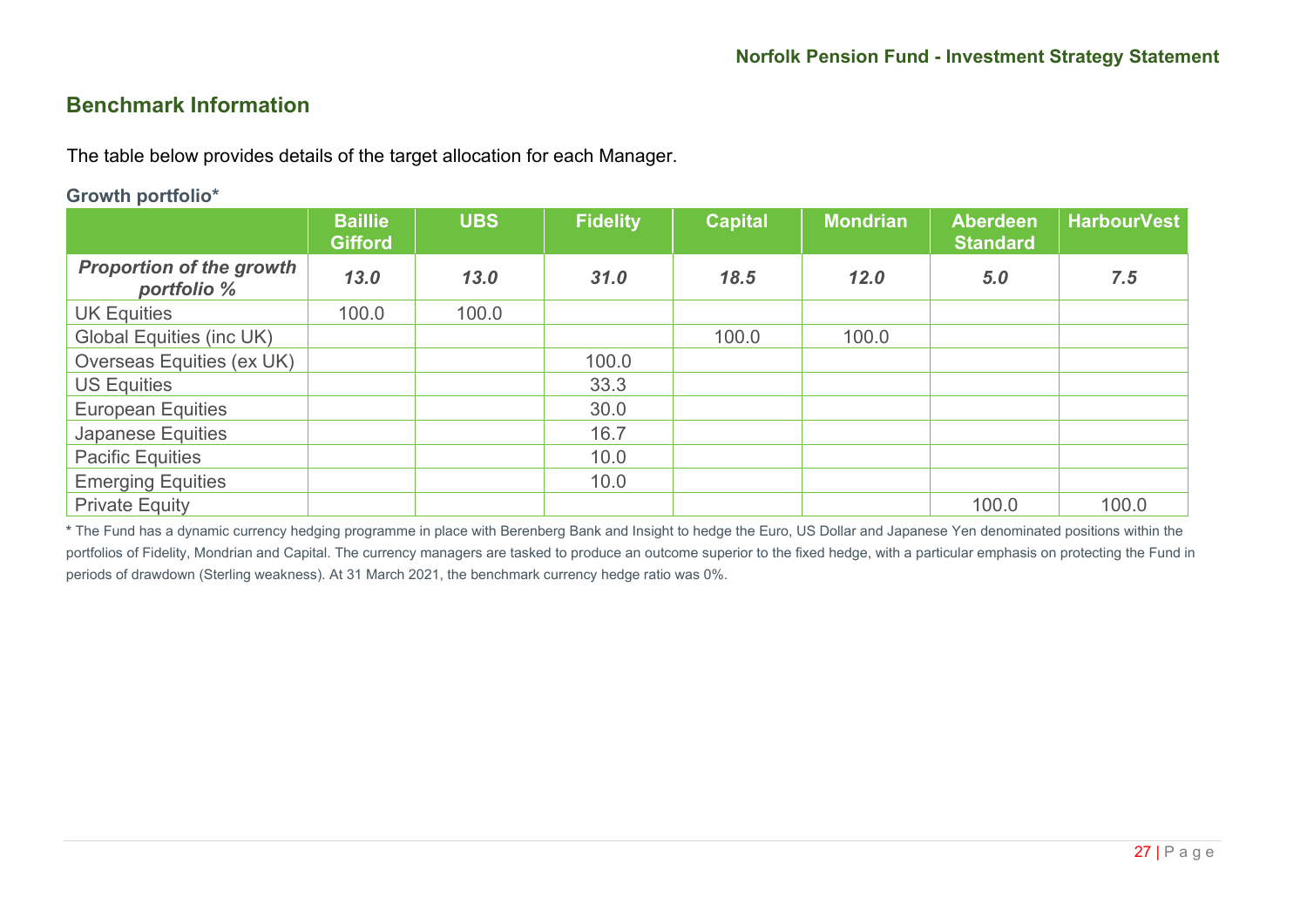## Benchmark Information

The table below provides details of the target allocation for each Manager.

### Growth portfolio*

| | Baillie Gifford | UBS | Fidelity | Capital | Mondrian | Aberdeen Standard | HarbourVest |
|---|---|---|---|---|---|---|---|
| ***Proportion of the growth portfolio %*** | ***13.0*** | ***13.0*** | ***31.0*** | ***18.5*** | ***12.0*** | ***5.0*** | ***7.5*** |
| UK Equities | 100.0 | 100.0 | | | | | |
| Global Equities (inc UK) | | | | 100.0 | 100.0 | | |
| Overseas Equities (ex UK) | | | 100.0 | | | | |
| US Equities | | | 33.3 | | | | |
| European Equities | | | 30.0 | | | | |
| Japanese Equities | | | 16.7 | | | | |
| Pacific Equities | | | 10.0 | | | | |
| Emerging Equities | | | 10.0 | | | | |
| Private Equity | | | | | | 100.0 | 100.0 |

* The Fund has a dynamic currency hedging programme in place with Berenberg Bank and Insight to hedge the Euro, US Dollar and Japanese Yen denominated positions within the portfolios of Fidelity, Mondrian and Capital. The currency managers are tasked to produce an outcome superior to the fixed hedge, with a particular emphasis on protecting the Fund in periods of drawdown (Sterling weakness). At 31 March 2021, the benchmark currency hedge ratio was 0%.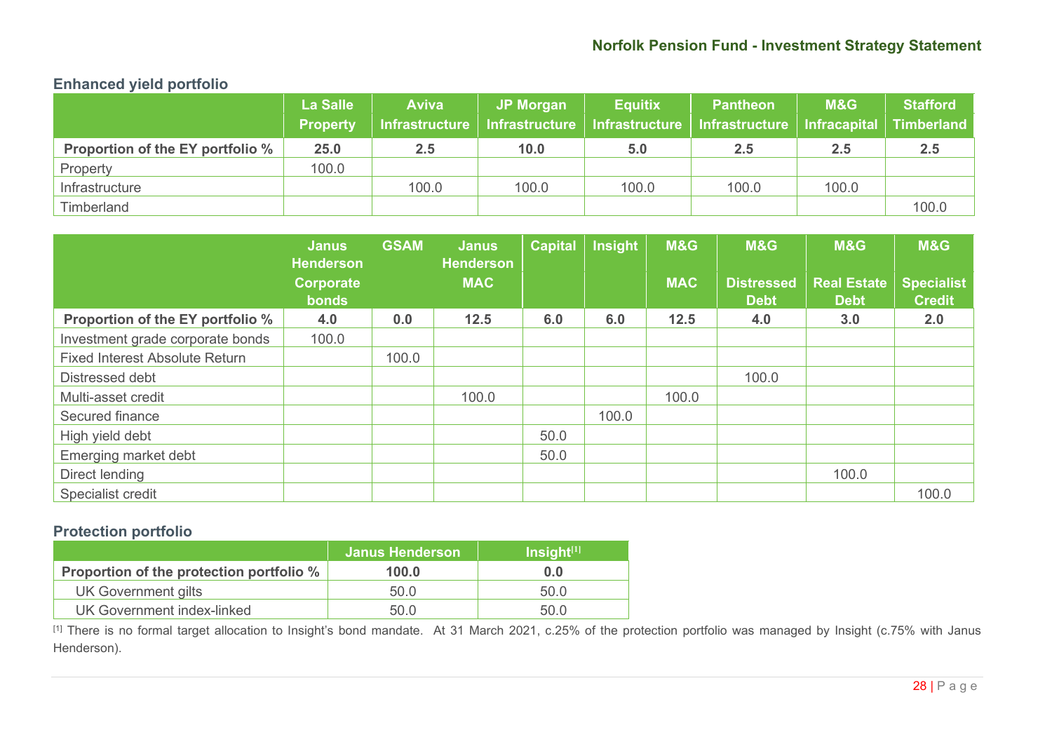### Enhanced yield portfolio

| | La Salle Property | Aviva Infrastructure | JP Morgan Infrastructure | Equitix Infrastructure | Pantheon Infrastructure | M&G Infracapital | Stafford Timberland |
|---|---|---|---|---|---|---|---|
| **Proportion of the EY portfolio %** | **25.0** | **2.5** | **10.0** | **5.0** | **2.5** | **2.5** | **2.5** |
| Property | 100.0 | | | | | | |
| Infrastructure | | 100.0 | 100.0 | 100.0 | 100.0 | 100.0 | |
| Timberland | | | | | | | 100.0 |

| | Janus Henderson Corporate bonds | GSAM | Janus Henderson MAC | Capital | Insight | M&G MAC | M&G Distressed Debt | M&G Real Estate Debt | M&G Specialist Credit |
|---|---|---|---|---|---|---|---|---|---|
| **Proportion of the EY portfolio %** | **4.0** | **0.0** | **12.5** | **6.0** | **6.0** | **12.5** | **4.0** | **3.0** | **2.0** |
| Investment grade corporate bonds | 100.0 | | | | | | | | |
| Fixed Interest Absolute Return | | 100.0 | | | | | | | |
| Distressed debt | | | | | | | 100.0 | | |
| Multi-asset credit | | | 100.0 | | | 100.0 | | | |
| Secured finance | | | | | 100.0 | | | | |
| High yield debt | | | | 50.0 | | | | | |
| Emerging market debt | | | | 50.0 | | | | | |
| Direct lending | | | | | | | | 100.0 | |
| Specialist credit | | | | | | | | | 100.0 |

### Protection portfolio

| | Janus Henderson | Insight[1] |
|---|---|---|
| **Proportion of the protection portfolio %** | **100.0** | **0.0** |
| UK Government gilts | 50.0 | 50.0 |
| UK Government index-linked | 50.0 | 50.0 |

[1] There is no formal target allocation to Insight's bond mandate. At 31 March 2021, c.25% of the protection portfolio was managed by Insight (c.75% with Janus Henderson).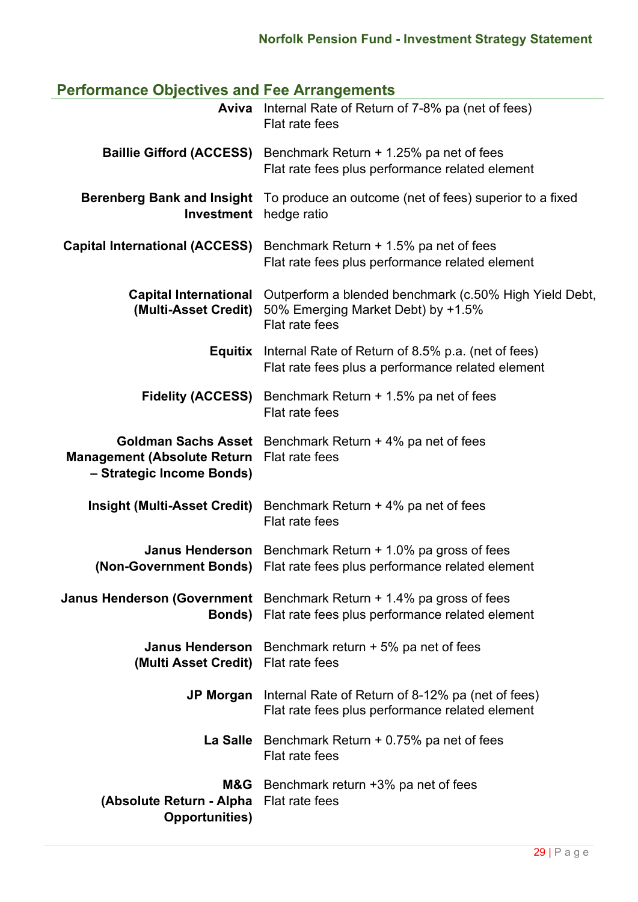## Performance Objectives and Fee Arrangements

| | |
|---|---|
| **Aviva** | Internal Rate of Return of 7-8% pa (net of fees)<br>Flat rate fees |
| **Baillie Gifford (ACCESS)** | Benchmark Return + 1.25% pa net of fees<br>Flat rate fees plus performance related element |
| **Berenberg Bank and Insight Investment** | To produce an outcome (net of fees) superior to a fixed hedge ratio |
| **Capital International (ACCESS)** | Benchmark Return + 1.5% pa net of fees<br>Flat rate fees plus performance related element |
| **Capital International (Multi-Asset Credit)** | Outperform a blended benchmark (c.50% High Yield Debt, 50% Emerging Market Debt) by +1.5%<br>Flat rate fees |
| **Equitix** | Internal Rate of Return of 8.5% p.a. (net of fees)<br>Flat rate fees plus a performance related element |
| **Fidelity (ACCESS)** | Benchmark Return + 1.5% pa net of fees<br>Flat rate fees |
| **Goldman Sachs Asset Management (Absolute Return – Strategic Income Bonds)** | Benchmark Return + 4% pa net of fees<br>Flat rate fees |
| **Insight (Multi-Asset Credit)** | Benchmark Return + 4% pa net of fees<br>Flat rate fees |
| **Janus Henderson (Non-Government Bonds)** | Benchmark Return + 1.0% pa gross of fees<br>Flat rate fees plus performance related element |
| **Janus Henderson (Government Bonds)** | Benchmark Return + 1.4% pa gross of fees<br>Flat rate fees plus performance related element |
| **Janus Henderson (Multi Asset Credit)** | Benchmark return + 5% pa net of fees<br>Flat rate fees |
| **JP Morgan** | Internal Rate of Return of 8-12% pa (net of fees)<br>Flat rate fees plus performance related element |
| **La Salle** | Benchmark Return + 0.75% pa net of fees<br>Flat rate fees |
| **M&G (Absolute Return - Alpha Opportunities)** | Benchmark return +3% pa net of fees<br>Flat rate fees |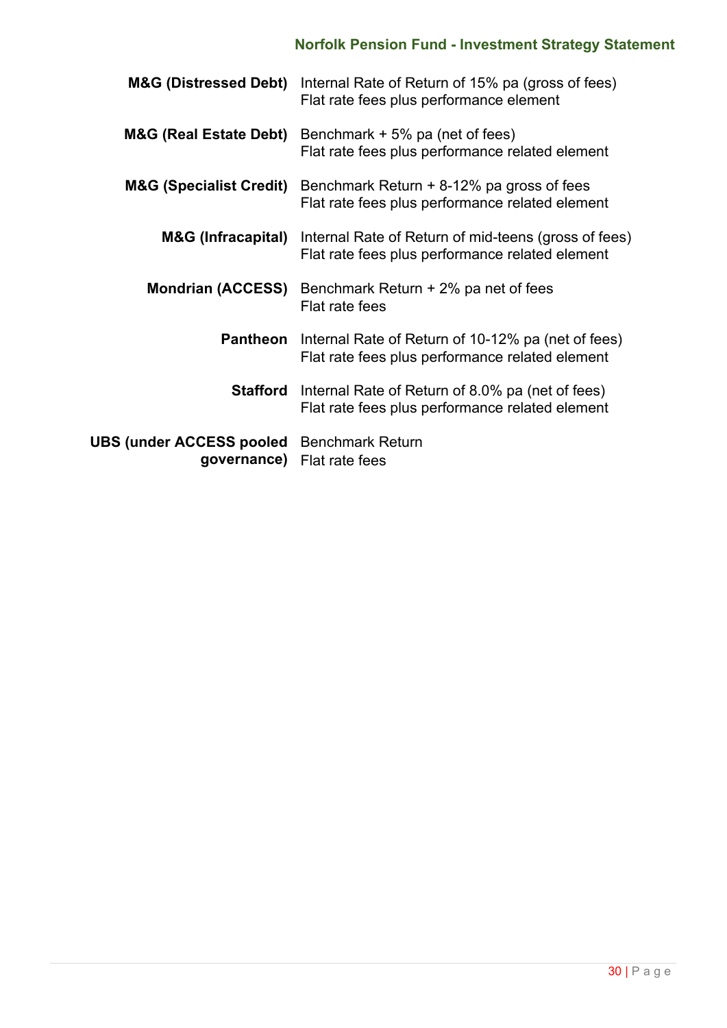| | |
|---|---|
| **M&G (Distressed Debt)** | Internal Rate of Return of 15% pa (gross of fees)<br>Flat rate fees plus performance element |
| **M&G (Real Estate Debt)** | Benchmark + 5% pa (net of fees)<br>Flat rate fees plus performance related element |
| **M&G (Specialist Credit)** | Benchmark Return + 8-12% pa gross of fees<br>Flat rate fees plus performance related element |
| **M&G (Infracapital)** | Internal Rate of Return of mid-teens (gross of fees)<br>Flat rate fees plus performance related element |
| **Mondrian (ACCESS)** | Benchmark Return + 2% pa net of fees<br>Flat rate fees |
| **Pantheon** | Internal Rate of Return of 10-12% pa (net of fees)<br>Flat rate fees plus performance related element |
| **Stafford** | Internal Rate of Return of 8.0% pa (net of fees)<br>Flat rate fees plus performance related element |
| **UBS (under ACCESS pooled governance)** | Benchmark Return<br>Flat rate fees |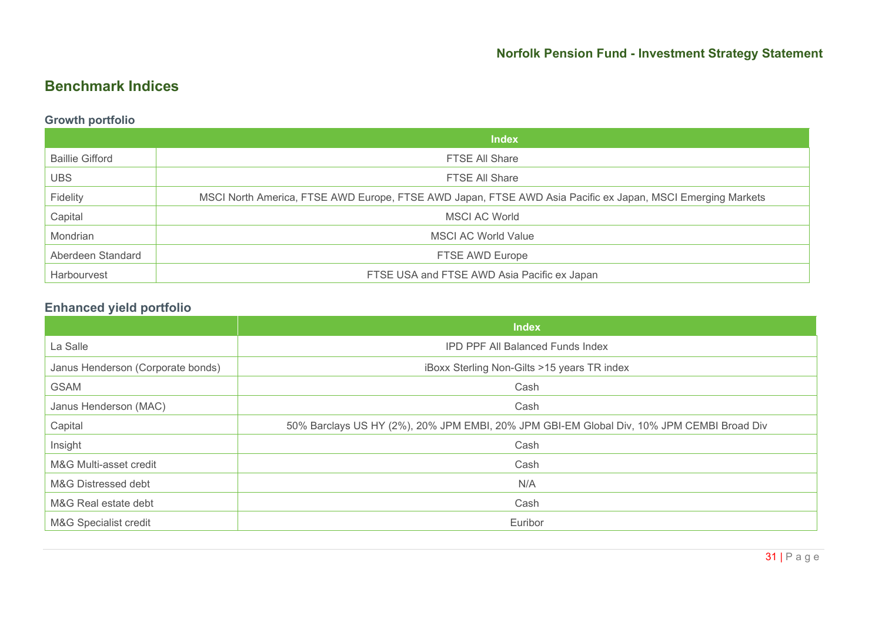## Benchmark Indices

### Growth portfolio

| | Index |
|---|---|
| Baillie Gifford | FTSE All Share |
| UBS | FTSE All Share |
| Fidelity | MSCI North America, FTSE AWD Europe, FTSE AWD Japan, FTSE AWD Asia Pacific ex Japan, MSCI Emerging Markets |
| Capital | MSCI AC World |
| Mondrian | MSCI AC World Value |
| Aberdeen Standard | FTSE AWD Europe |
| Harbourvest | FTSE USA and FTSE AWD Asia Pacific ex Japan |

### Enhanced yield portfolio

| | Index |
|---|---|
| La Salle | IPD PPF All Balanced Funds Index |
| Janus Henderson (Corporate bonds) | iBoxx Sterling Non-Gilts >15 years TR index |
| GSAM | Cash |
| Janus Henderson (MAC) | Cash |
| Capital | 50% Barclays US HY (2%), 20% JPM EMBI, 20% JPM GBI-EM Global Div, 10% JPM CEMBI Broad Div |
| Insight | Cash |
| M&G Multi-asset credit | Cash |
| M&G Distressed debt | N/A |
| M&G Real estate debt | Cash |
| M&G Specialist credit | Euribor |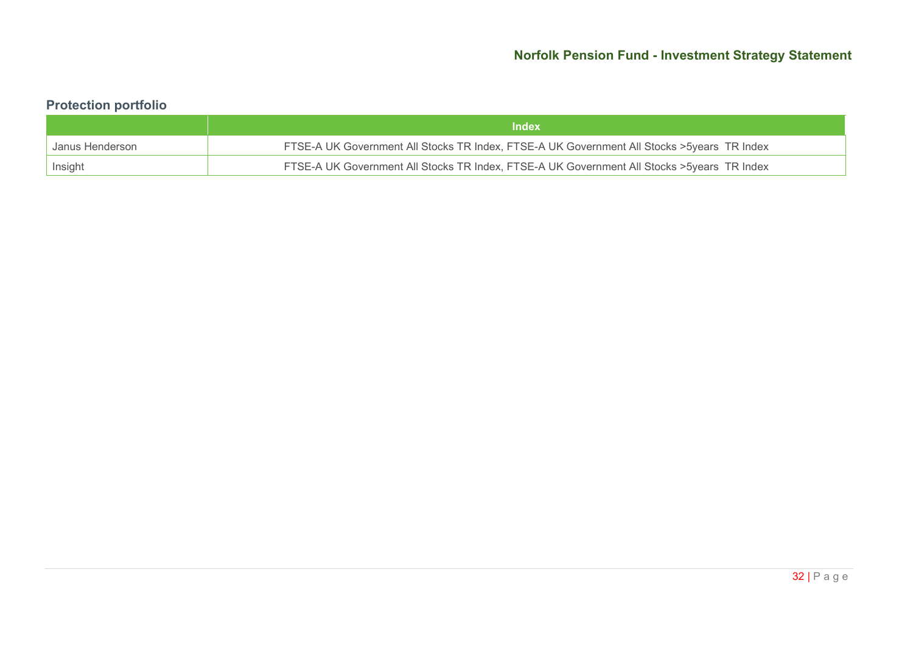### Protection portfolio

| | Index |
|---|---|
| Janus Henderson | FTSE-A UK Government All Stocks TR Index, FTSE-A UK Government All Stocks >5years TR Index |
| Insight | FTSE-A UK Government All Stocks TR Index, FTSE-A UK Government All Stocks >5years TR Index |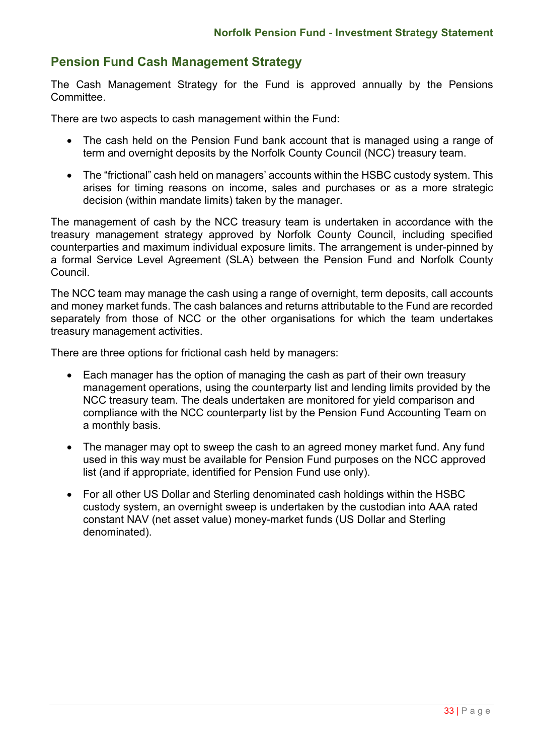## Pension Fund Cash Management Strategy

The Cash Management Strategy for the Fund is approved annually by the Pensions Committee.

There are two aspects to cash management within the Fund:

- The cash held on the Pension Fund bank account that is managed using a range of term and overnight deposits by the Norfolk County Council (NCC) treasury team.
- The "frictional" cash held on managers' accounts within the HSBC custody system. This arises for timing reasons on income, sales and purchases or as a more strategic decision (within mandate limits) taken by the manager.

The management of cash by the NCC treasury team is undertaken in accordance with the treasury management strategy approved by Norfolk County Council, including specified counterparties and maximum individual exposure limits. The arrangement is under-pinned by a formal Service Level Agreement (SLA) between the Pension Fund and Norfolk County Council.

The NCC team may manage the cash using a range of overnight, term deposits, call accounts and money market funds. The cash balances and returns attributable to the Fund are recorded separately from those of NCC or the other organisations for which the team undertakes treasury management activities.

There are three options for frictional cash held by managers:

- Each manager has the option of managing the cash as part of their own treasury management operations, using the counterparty list and lending limits provided by the NCC treasury team. The deals undertaken are monitored for yield comparison and compliance with the NCC counterparty list by the Pension Fund Accounting Team on a monthly basis.
- The manager may opt to sweep the cash to an agreed money market fund. Any fund used in this way must be available for Pension Fund purposes on the NCC approved list (and if appropriate, identified for Pension Fund use only).
- For all other US Dollar and Sterling denominated cash holdings within the HSBC custody system, an overnight sweep is undertaken by the custodian into AAA rated constant NAV (net asset value) money-market funds (US Dollar and Sterling denominated).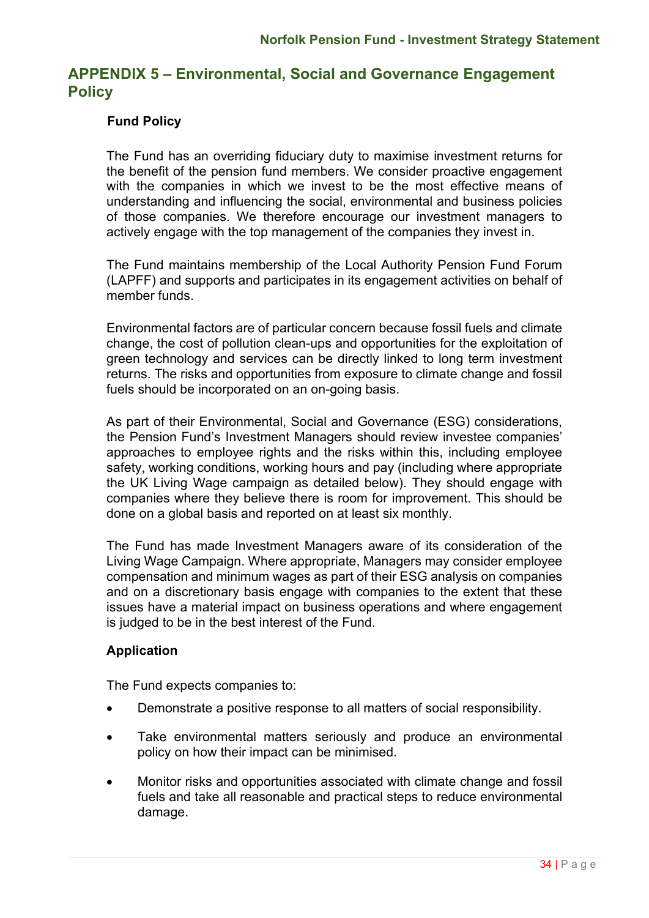## APPENDIX 5 – Environmental, Social and Governance Engagement Policy

### Fund Policy

The Fund has an overriding fiduciary duty to maximise investment returns for the benefit of the pension fund members. We consider proactive engagement with the companies in which we invest to be the most effective means of understanding and influencing the social, environmental and business policies of those companies. We therefore encourage our investment managers to actively engage with the top management of the companies they invest in.

The Fund maintains membership of the Local Authority Pension Fund Forum (LAPFF) and supports and participates in its engagement activities on behalf of member funds.

Environmental factors are of particular concern because fossil fuels and climate change, the cost of pollution clean-ups and opportunities for the exploitation of green technology and services can be directly linked to long term investment returns. The risks and opportunities from exposure to climate change and fossil fuels should be incorporated on an on-going basis.

As part of their Environmental, Social and Governance (ESG) considerations, the Pension Fund's Investment Managers should review investee companies' approaches to employee rights and the risks within this, including employee safety, working conditions, working hours and pay (including where appropriate the UK Living Wage campaign as detailed below). They should engage with companies where they believe there is room for improvement. This should be done on a global basis and reported on at least six monthly.

The Fund has made Investment Managers aware of its consideration of the Living Wage Campaign. Where appropriate, Managers may consider employee compensation and minimum wages as part of their ESG analysis on companies and on a discretionary basis engage with companies to the extent that these issues have a material impact on business operations and where engagement is judged to be in the best interest of the Fund.

### Application

The Fund expects companies to:

- Demonstrate a positive response to all matters of social responsibility.
- Take environmental matters seriously and produce an environmental policy on how their impact can be minimised.
- Monitor risks and opportunities associated with climate change and fossil fuels and take all reasonable and practical steps to reduce environmental damage.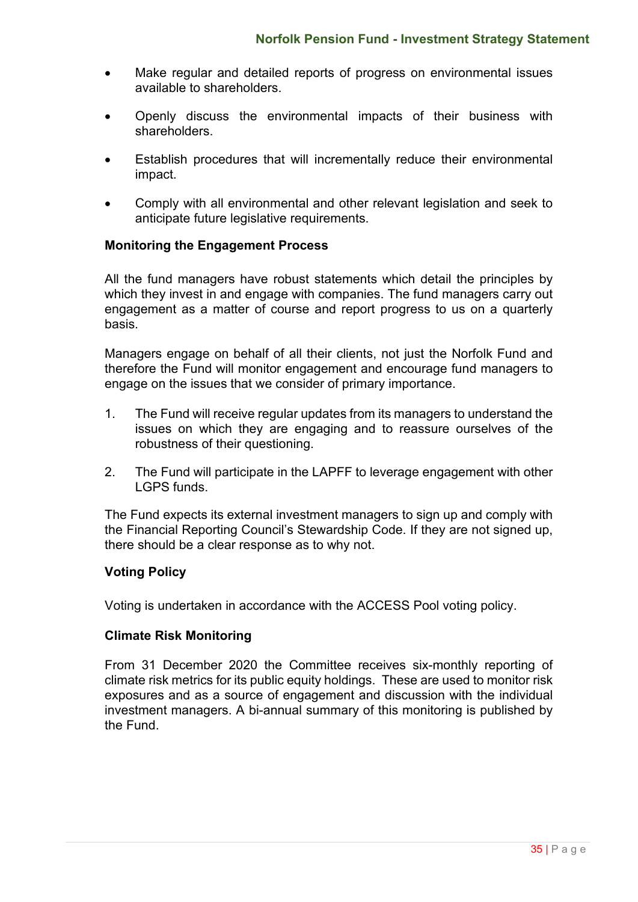- Make regular and detailed reports of progress on environmental issues available to shareholders.
- Openly discuss the environmental impacts of their business with shareholders.
- Establish procedures that will incrementally reduce their environmental impact.
- Comply with all environmental and other relevant legislation and seek to anticipate future legislative requirements.

**Monitoring the Engagement Process**

All the fund managers have robust statements which detail the principles by which they invest in and engage with companies. The fund managers carry out engagement as a matter of course and report progress to us on a quarterly basis.

Managers engage on behalf of all their clients, not just the Norfolk Fund and therefore the Fund will monitor engagement and encourage fund managers to engage on the issues that we consider of primary importance.

1. The Fund will receive regular updates from its managers to understand the issues on which they are engaging and to reassure ourselves of the robustness of their questioning.
2. The Fund will participate in the LAPFF to leverage engagement with other LGPS funds.

The Fund expects its external investment managers to sign up and comply with the Financial Reporting Council's Stewardship Code. If they are not signed up, there should be a clear response as to why not.

**Voting Policy**

Voting is undertaken in accordance with the ACCESS Pool voting policy.

**Climate Risk Monitoring**

From 31 December 2020 the Committee receives six-monthly reporting of climate risk metrics for its public equity holdings. These are used to monitor risk exposures and as a source of engagement and discussion with the individual investment managers. A bi-annual summary of this monitoring is published by the Fund.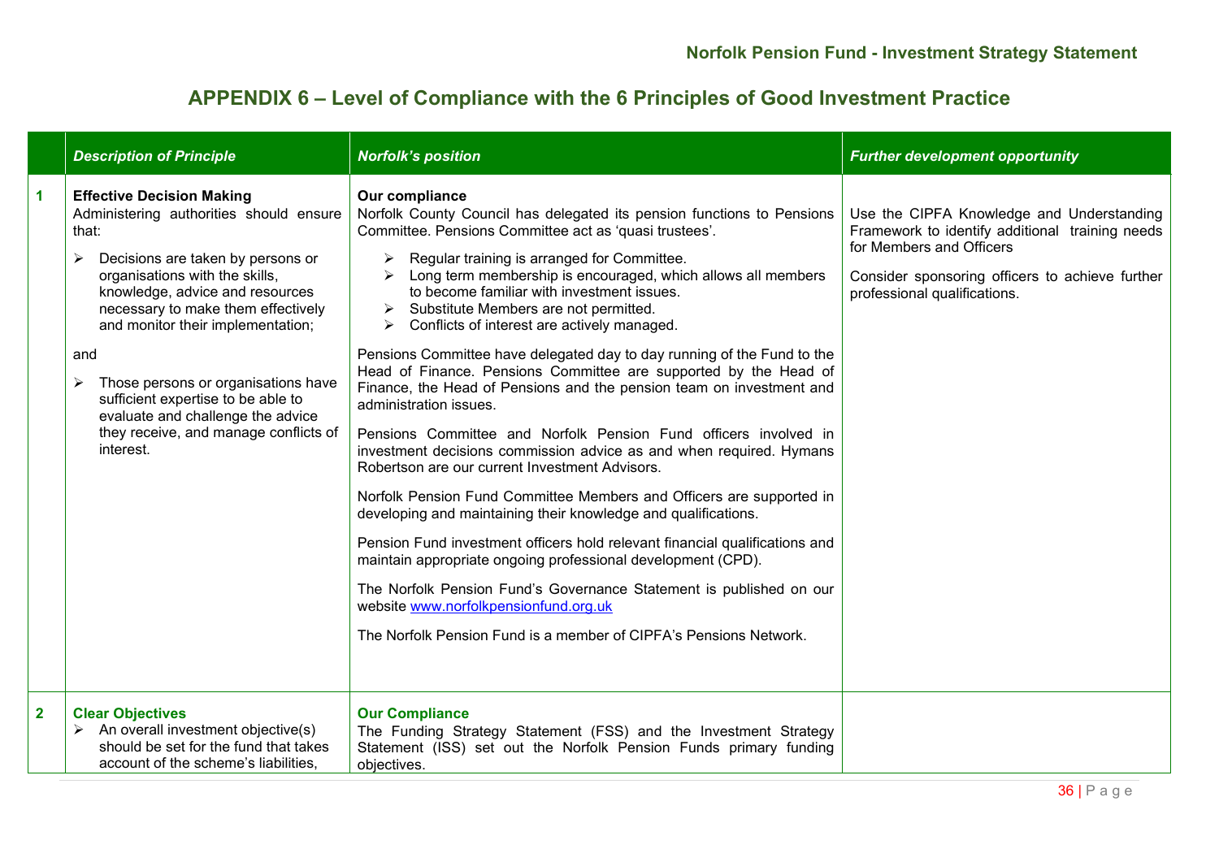## APPENDIX 6 – Level of Compliance with the 6 Principles of Good Investment Practice

| | *Description of Principle* | *Norfolk's position* | *Further development opportunity* |
|---|---|---|---|
| **1** | **Effective Decision Making**<br>Administering authorities should ensure that:<br>➢ Decisions are taken by persons or organisations with the skills, knowledge, advice and resources necessary to make them effectively and monitor their implementation;<br>and<br>➢ Those persons or organisations have sufficient expertise to be able to evaluate and challenge the advice they receive, and manage conflicts of interest. | **Our compliance**<br>Norfolk County Council has delegated its pension functions to Pensions Committee. Pensions Committee act as 'quasi trustees'.<br>➢ Regular training is arranged for Committee.<br>➢ Long term membership is encouraged, which allows all members to become familiar with investment issues.<br>➢ Substitute Members are not permitted.<br>➢ Conflicts of interest are actively managed.<br>Pensions Committee have delegated day to day running of the Fund to the Head of Finance. Pensions Committee are supported by the Head of Finance, the Head of Pensions and the pension team on investment and administration issues.<br>Pensions Committee and Norfolk Pension Fund officers involved in investment decisions commission advice as and when required. Hymans Robertson are our current Investment Advisors.<br>Norfolk Pension Fund Committee Members and Officers are supported in developing and maintaining their knowledge and qualifications.<br>Pension Fund investment officers hold relevant financial qualifications and maintain appropriate ongoing professional development (CPD).<br>The Norfolk Pension Fund's Governance Statement is published on our website www.norfolkpensionfund.org.uk<br>The Norfolk Pension Fund is a member of CIPFA's Pensions Network. | Use the CIPFA Knowledge and Understanding Framework to identify additional training needs for Members and Officers<br>Consider sponsoring officers to achieve further professional qualifications. |
| **2** | **Clear Objectives**<br>➢ An overall investment objective(s) should be set for the fund that takes account of the scheme's liabilities, | **Our Compliance**<br>The Funding Strategy Statement (FSS) and the Investment Strategy Statement (ISS) set out the Norfolk Pension Funds primary funding objectives. | |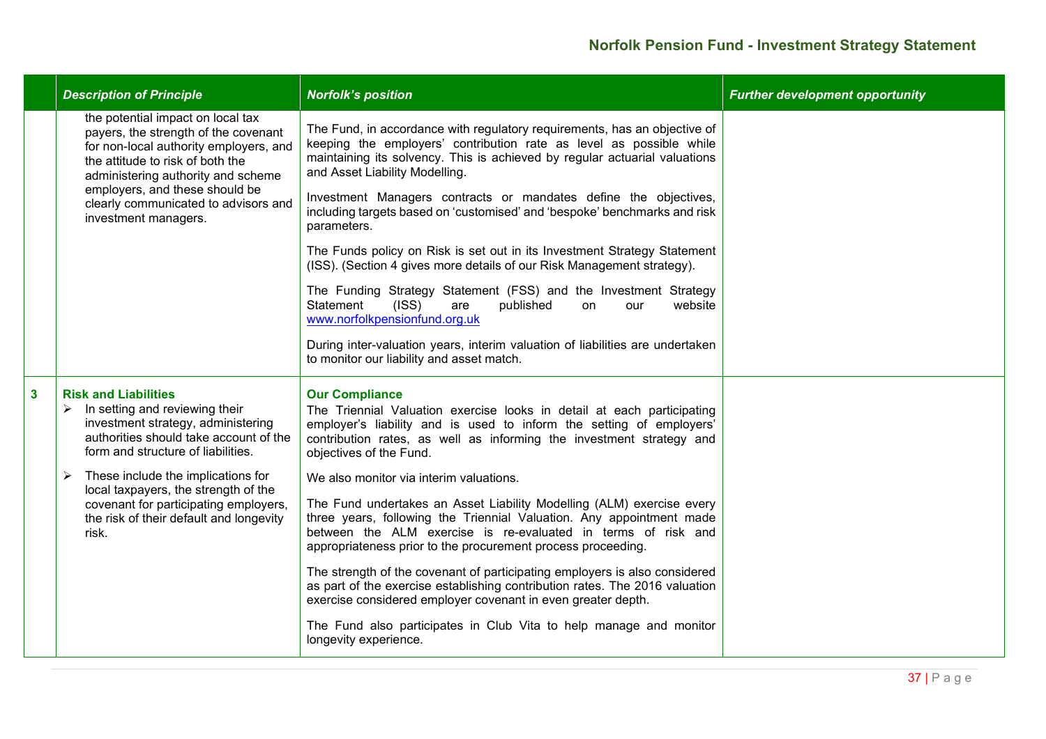|  | *Description of Principle* | *Norfolk's position* | *Further development opportunity* |
|---|---|---|---|
|  | the potential impact on local tax payers, the strength of the covenant for non-local authority employers, and the attitude to risk of both the administering authority and scheme employers, and these should be clearly communicated to advisors and investment managers. | The Fund, in accordance with regulatory requirements, has an objective of keeping the employers' contribution rate as level as possible while maintaining its solvency. This is achieved by regular actuarial valuations and Asset Liability Modelling.<br><br>Investment Managers contracts or mandates define the objectives, including targets based on 'customised' and 'bespoke' benchmarks and risk parameters.<br><br>The Funds policy on Risk is set out in its Investment Strategy Statement (ISS). (Section 4 gives more details of our Risk Management strategy).<br><br>The Funding Strategy Statement (FSS) and the Investment Strategy Statement (ISS) are published on our website [www.norfolkpensionfund.org.uk](http://www.norfolkpensionfund.org.uk)<br><br>During inter-valuation years, interim valuation of liabilities are undertaken to monitor our liability and asset match. |  |
| **3** | **Risk and Liabilities**<br>➢ In setting and reviewing their investment strategy, administering authorities should take account of the form and structure of liabilities.<br>➢ These include the implications for local taxpayers, the strength of the covenant for participating employers, the risk of their default and longevity risk. | **Our Compliance**<br>The Triennial Valuation exercise looks in detail at each participating employer's liability and is used to inform the setting of employers' contribution rates, as well as informing the investment strategy and objectives of the Fund.<br><br>We also monitor via interim valuations.<br><br>The Fund undertakes an Asset Liability Modelling (ALM) exercise every three years, following the Triennial Valuation. Any appointment made between the ALM exercise is re-evaluated in terms of risk and appropriateness prior to the procurement process proceeding.<br><br>The strength of the covenant of participating employers is also considered as part of the exercise establishing contribution rates. The 2016 valuation exercise considered employer covenant in even greater depth.<br><br>The Fund also participates in Club Vita to help manage and monitor longevity experience. |  |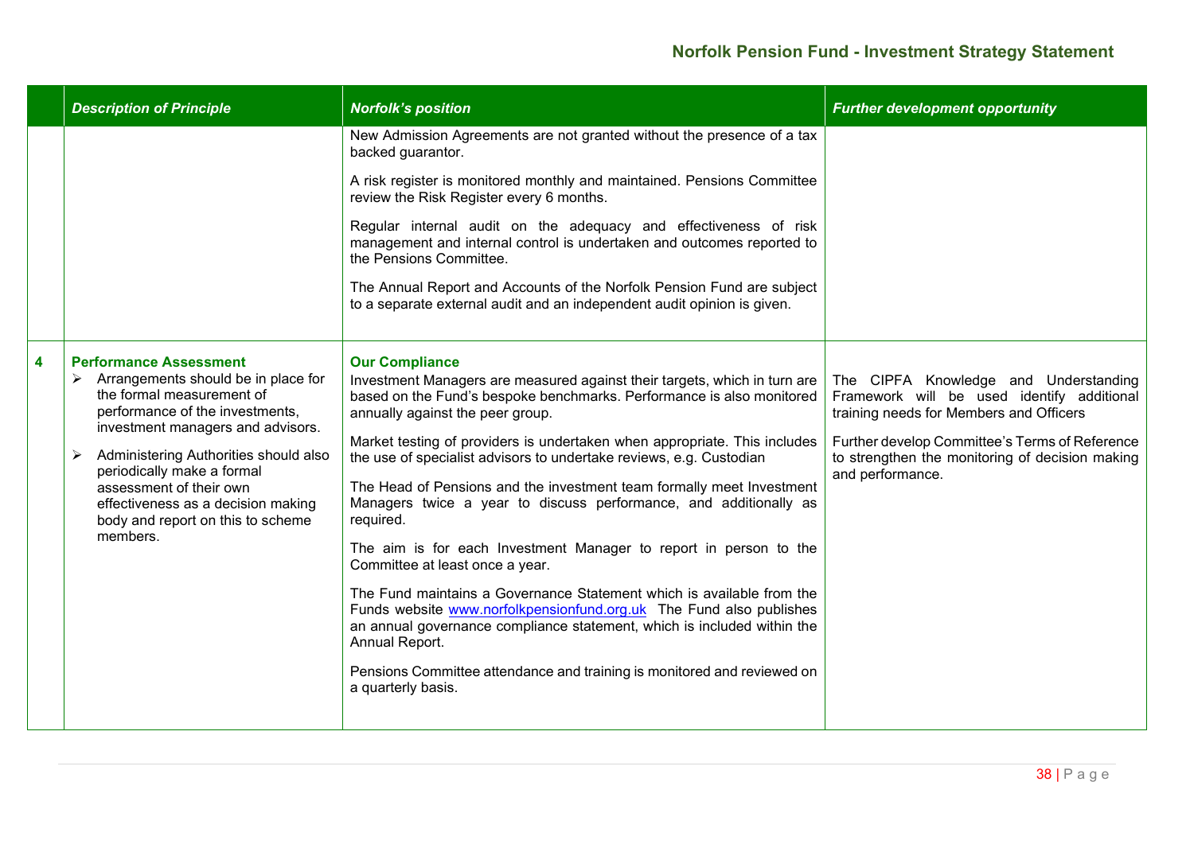| | *Description of Principle* | *Norfolk's position* | *Further development opportunity* |
|---|---|---|---|
| | | New Admission Agreements are not granted without the presence of a tax backed guarantor.<br><br>A risk register is monitored monthly and maintained. Pensions Committee review the Risk Register every 6 months.<br><br>Regular internal audit on the adequacy and effectiveness of risk management and internal control is undertaken and outcomes reported to the Pensions Committee.<br><br>The Annual Report and Accounts of the Norfolk Pension Fund are subject to a separate external audit and an independent audit opinion is given. | |
| **4** | **Performance Assessment**<br>➢ Arrangements should be in place for the formal measurement of performance of the investments, investment managers and advisors.<br>➢ Administering Authorities should also periodically make a formal assessment of their own effectiveness as a decision making body and report on this to scheme members. | **Our Compliance**<br>Investment Managers are measured against their targets, which in turn are based on the Fund's bespoke benchmarks. Performance is also monitored annually against the peer group.<br><br>Market testing of providers is undertaken when appropriate. This includes the use of specialist advisors to undertake reviews, e.g. Custodian<br><br>The Head of Pensions and the investment team formally meet Investment Managers twice a year to discuss performance, and additionally as required.<br><br>The aim is for each Investment Manager to report in person to the Committee at least once a year.<br><br>The Fund maintains a Governance Statement which is available from the Funds website www.norfolkpensionfund.org.uk The Fund also publishes an annual governance compliance statement, which is included within the Annual Report.<br><br>Pensions Committee attendance and training is monitored and reviewed on a quarterly basis. | The CIPFA Knowledge and Understanding Framework will be used identify additional training needs for Members and Officers<br><br>Further develop Committee's Terms of Reference to strengthen the monitoring of decision making and performance. |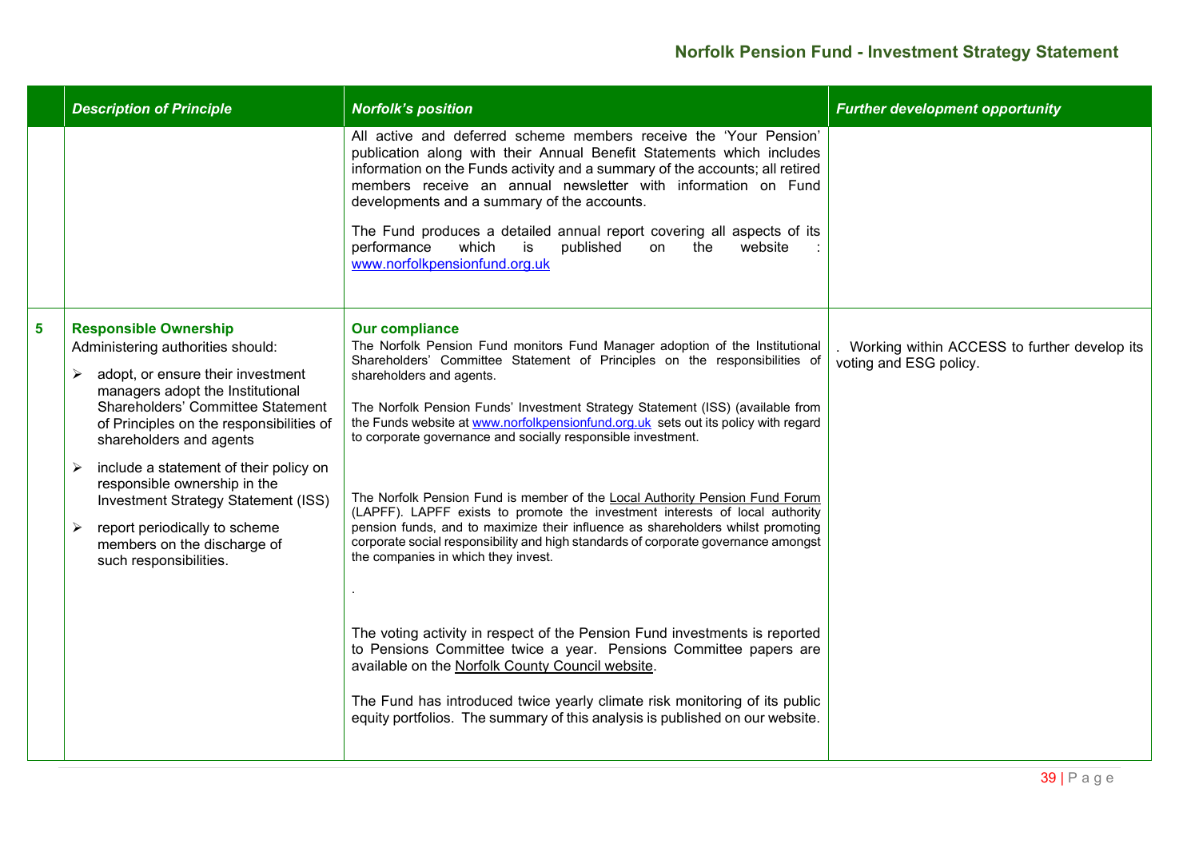| | *Description of Principle* | *Norfolk's position* | *Further development opportunity* |
|---|---|---|---|
| | | All active and deferred scheme members receive the 'Your Pension' publication along with their Annual Benefit Statements which includes information on the Funds activity and a summary of the accounts; all retired members receive an annual newsletter with information on Fund developments and a summary of the accounts.<br><br>The Fund produces a detailed annual report covering all aspects of its performance which is published on the website : www.norfolkpensionfund.org.uk | |
| **5** | **Responsible Ownership**<br>Administering authorities should:<br>➢ adopt, or ensure their investment managers adopt the Institutional Shareholders' Committee Statement of Principles on the responsibilities of shareholders and agents<br>➢ include a statement of their policy on responsible ownership in the Investment Strategy Statement (ISS)<br>➢ report periodically to scheme members on the discharge of such responsibilities. | **Our compliance**<br>The Norfolk Pension Fund monitors Fund Manager adoption of the Institutional Shareholders' Committee Statement of Principles on the responsibilities of shareholders and agents.<br><br>The Norfolk Pension Funds' Investment Strategy Statement (ISS) (available from the Funds website at www.norfolkpensionfund.org.uk sets out its policy with regard to corporate governance and socially responsible investment.<br><br>The Norfolk Pension Fund is member of the Local Authority Pension Fund Forum (LAPFF). LAPFF exists to promote the investment interests of local authority pension funds, and to maximize their influence as shareholders whilst promoting corporate social responsibility and high standards of corporate governance amongst the companies in which they invest.<br><br>.<br><br>The voting activity in respect of the Pension Fund investments is reported to Pensions Committee twice a year. Pensions Committee papers are available on the Norfolk County Council website.<br><br>The Fund has introduced twice yearly climate risk monitoring of its public equity portfolios. The summary of this analysis is published on our website. | . Working within ACCESS to further develop its voting and ESG policy. |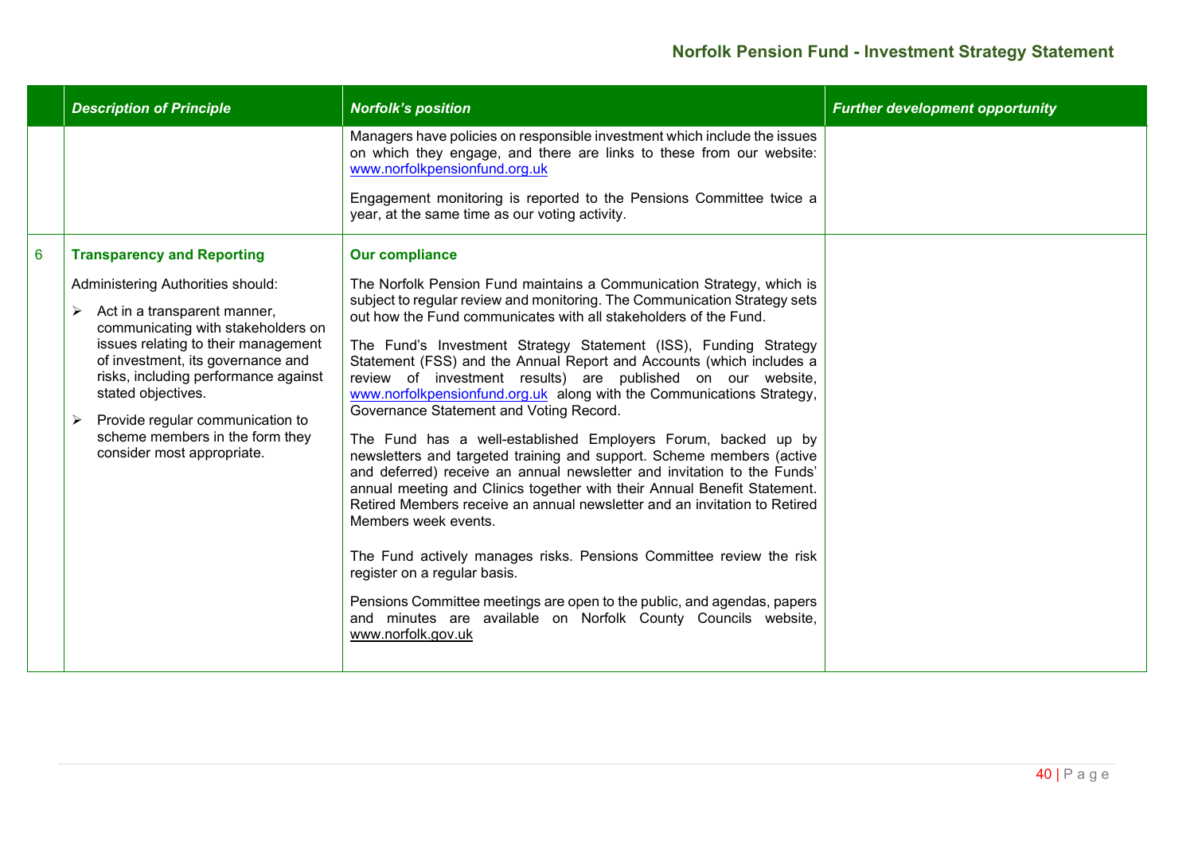| | *Description of Principle* | *Norfolk's position* | *Further development opportunity* |
|---|---|---|---|
| | | Managers have policies on responsible investment which include the issues on which they engage, and there are links to these from our website: www.norfolkpensionfund.org.uk<br><br>Engagement monitoring is reported to the Pensions Committee twice a year, at the same time as our voting activity. | |
| 6 | **Transparency and Reporting**<br><br>Administering Authorities should:<br><br>➢ Act in a transparent manner, communicating with stakeholders on issues relating to their management of investment, its governance and risks, including performance against stated objectives.<br><br>➢ Provide regular communication to scheme members in the form they consider most appropriate. | **Our compliance**<br><br>The Norfolk Pension Fund maintains a Communication Strategy, which is subject to regular review and monitoring. The Communication Strategy sets out how the Fund communicates with all stakeholders of the Fund.<br><br>The Fund's Investment Strategy Statement (ISS), Funding Strategy Statement (FSS) and the Annual Report and Accounts (which includes a review of investment results) are published on our website, www.norfolkpensionfund.org.uk along with the Communications Strategy, Governance Statement and Voting Record.<br><br>The Fund has a well-established Employers Forum, backed up by newsletters and targeted training and support. Scheme members (active and deferred) receive an annual newsletter and invitation to the Funds' annual meeting and Clinics together with their Annual Benefit Statement. Retired Members receive an annual newsletter and an invitation to Retired Members week events.<br><br>The Fund actively manages risks. Pensions Committee review the risk register on a regular basis.<br><br>Pensions Committee meetings are open to the public, and agendas, papers and minutes are available on Norfolk County Councils website, www.norfolk.gov.uk | |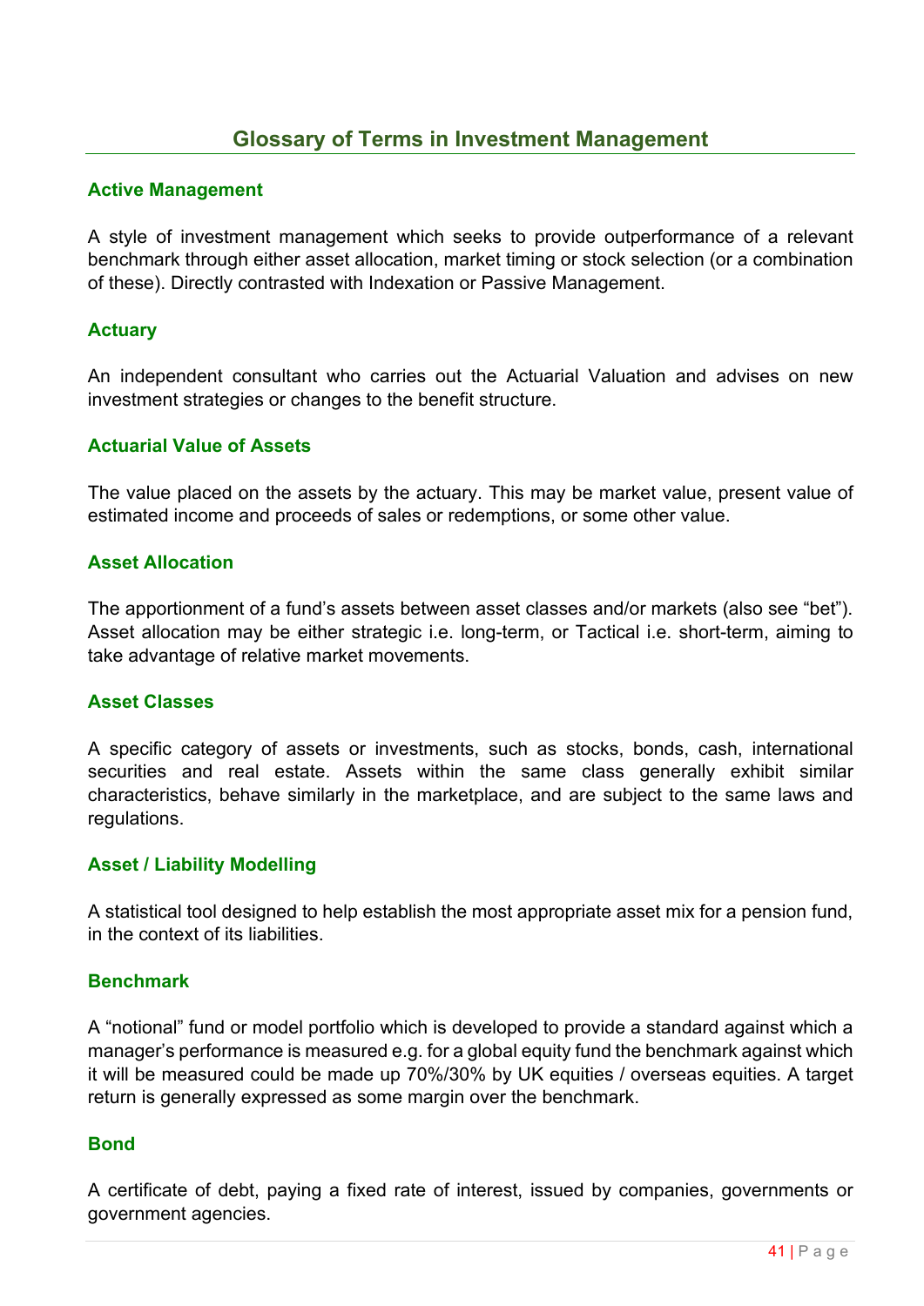# Glossary of Terms in Investment Management

### Active Management

A style of investment management which seeks to provide outperformance of a relevant benchmark through either asset allocation, market timing or stock selection (or a combination of these). Directly contrasted with Indexation or Passive Management.

### Actuary

An independent consultant who carries out the Actuarial Valuation and advises on new investment strategies or changes to the benefit structure.

### Actuarial Value of Assets

The value placed on the assets by the actuary. This may be market value, present value of estimated income and proceeds of sales or redemptions, or some other value.

### Asset Allocation

The apportionment of a fund's assets between asset classes and/or markets (also see "bet"). Asset allocation may be either strategic i.e. long-term, or Tactical i.e. short-term, aiming to take advantage of relative market movements.

### Asset Classes

A specific category of assets or investments, such as stocks, bonds, cash, international securities and real estate. Assets within the same class generally exhibit similar characteristics, behave similarly in the marketplace, and are subject to the same laws and regulations.

### Asset / Liability Modelling

A statistical tool designed to help establish the most appropriate asset mix for a pension fund, in the context of its liabilities.

### Benchmark

A "notional" fund or model portfolio which is developed to provide a standard against which a manager's performance is measured e.g. for a global equity fund the benchmark against which it will be measured could be made up 70%/30% by UK equities / overseas equities. A target return is generally expressed as some margin over the benchmark.

### Bond

A certificate of debt, paying a fixed rate of interest, issued by companies, governments or government agencies.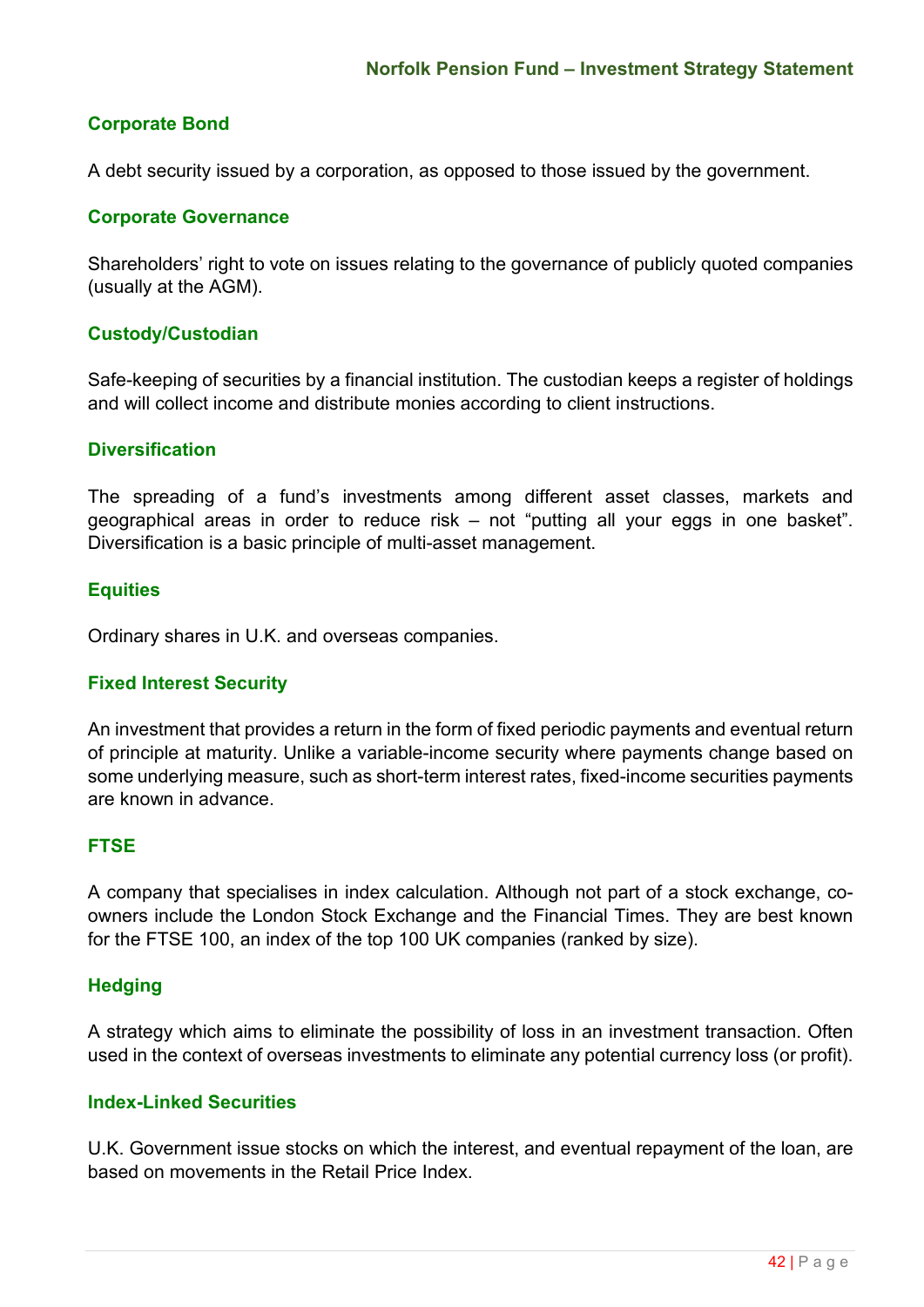### Corporate Bond

A debt security issued by a corporation, as opposed to those issued by the government.

### Corporate Governance

Shareholders' right to vote on issues relating to the governance of publicly quoted companies (usually at the AGM).

### Custody/Custodian

Safe-keeping of securities by a financial institution. The custodian keeps a register of holdings and will collect income and distribute monies according to client instructions.

### Diversification

The spreading of a fund's investments among different asset classes, markets and geographical areas in order to reduce risk – not "putting all your eggs in one basket". Diversification is a basic principle of multi-asset management.

### Equities

Ordinary shares in U.K. and overseas companies.

### Fixed Interest Security

An investment that provides a return in the form of fixed periodic payments and eventual return of principle at maturity. Unlike a variable-income security where payments change based on some underlying measure, such as short-term interest rates, fixed-income securities payments are known in advance.

### FTSE

A company that specialises in index calculation. Although not part of a stock exchange, co-owners include the London Stock Exchange and the Financial Times. They are best known for the FTSE 100, an index of the top 100 UK companies (ranked by size).

### Hedging

A strategy which aims to eliminate the possibility of loss in an investment transaction. Often used in the context of overseas investments to eliminate any potential currency loss (or profit).

### Index-Linked Securities

U.K. Government issue stocks on which the interest, and eventual repayment of the loan, are based on movements in the Retail Price Index.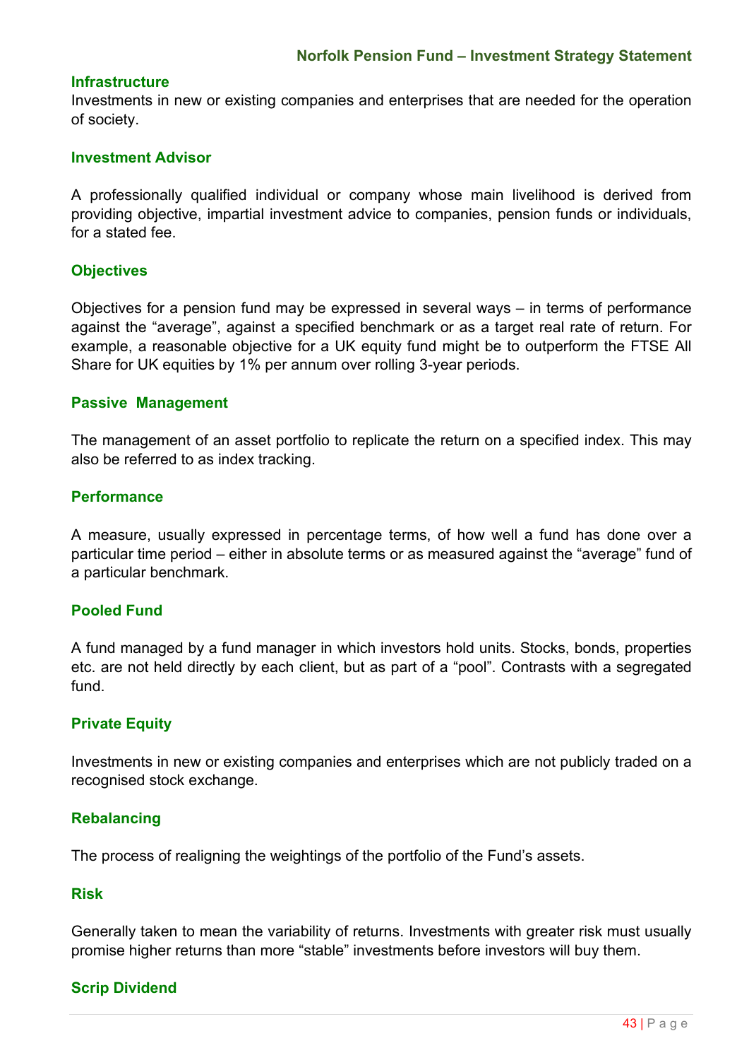### Infrastructure

Investments in new or existing companies and enterprises that are needed for the operation of society.

### Investment Advisor

A professionally qualified individual or company whose main livelihood is derived from providing objective, impartial investment advice to companies, pension funds or individuals, for a stated fee.

### Objectives

Objectives for a pension fund may be expressed in several ways – in terms of performance against the "average", against a specified benchmark or as a target real rate of return. For example, a reasonable objective for a UK equity fund might be to outperform the FTSE All Share for UK equities by 1% per annum over rolling 3-year periods.

### Passive Management

The management of an asset portfolio to replicate the return on a specified index. This may also be referred to as index tracking.

### Performance

A measure, usually expressed in percentage terms, of how well a fund has done over a particular time period – either in absolute terms or as measured against the "average" fund of a particular benchmark.

### Pooled Fund

A fund managed by a fund manager in which investors hold units. Stocks, bonds, properties etc. are not held directly by each client, but as part of a "pool". Contrasts with a segregated fund.

### Private Equity

Investments in new or existing companies and enterprises which are not publicly traded on a recognised stock exchange.

### Rebalancing

The process of realigning the weightings of the portfolio of the Fund's assets.

### Risk

Generally taken to mean the variability of returns. Investments with greater risk must usually promise higher returns than more "stable" investments before investors will buy them.

### Scrip Dividend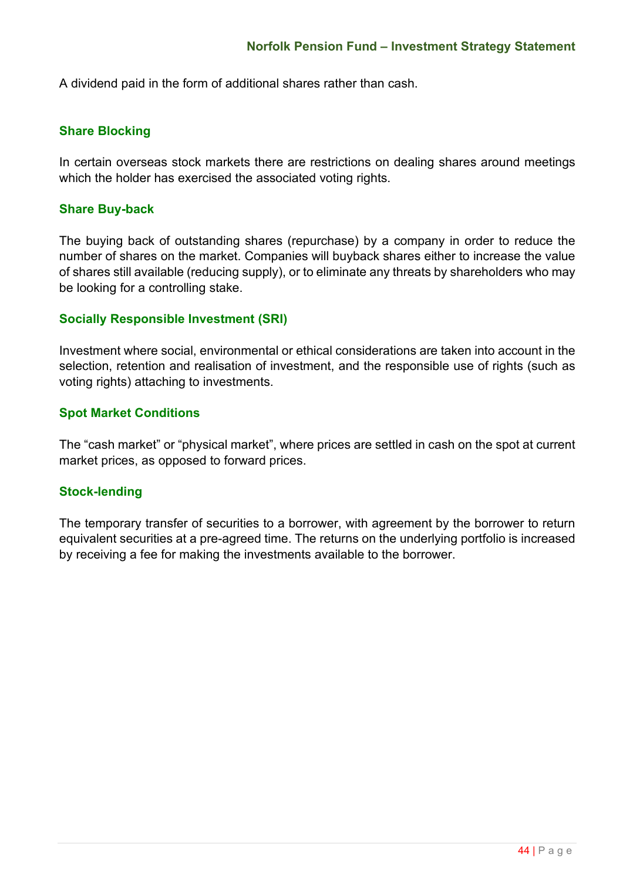A dividend paid in the form of additional shares rather than cash.

### Share Blocking

In certain overseas stock markets there are restrictions on dealing shares around meetings which the holder has exercised the associated voting rights.

### Share Buy-back

The buying back of outstanding shares (repurchase) by a company in order to reduce the number of shares on the market. Companies will buyback shares either to increase the value of shares still available (reducing supply), or to eliminate any threats by shareholders who may be looking for a controlling stake.

### Socially Responsible Investment (SRI)

Investment where social, environmental or ethical considerations are taken into account in the selection, retention and realisation of investment, and the responsible use of rights (such as voting rights) attaching to investments.

### Spot Market Conditions

The “cash market” or “physical market”, where prices are settled in cash on the spot at current market prices, as opposed to forward prices.

### Stock-lending

The temporary transfer of securities to a borrower, with agreement by the borrower to return equivalent securities at a pre-agreed time. The returns on the underlying portfolio is increased by receiving a fee for making the investments available to the borrower.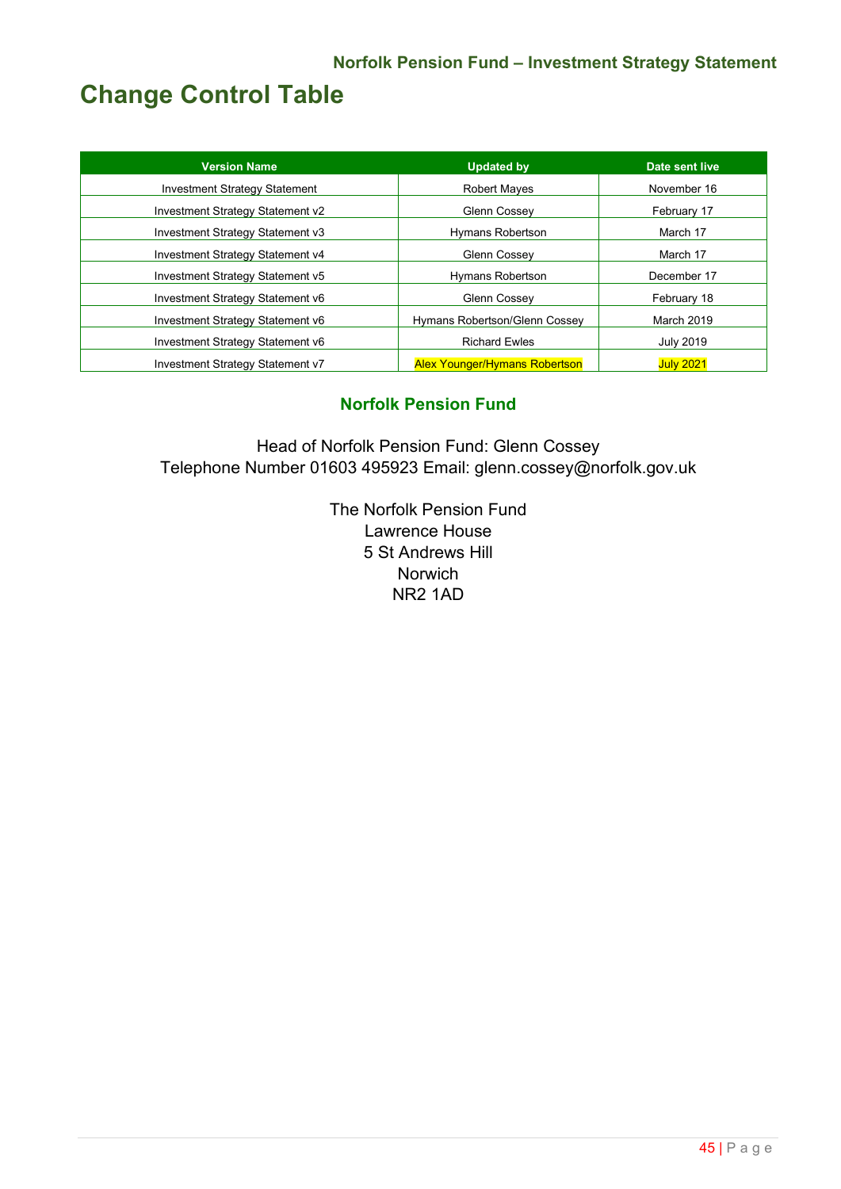# Change Control Table

| Version Name | Updated by | Date sent live |
|---|---|---|
| Investment Strategy Statement | Robert Mayes | November 16 |
| Investment Strategy Statement v2 | Glenn Cossey | February 17 |
| Investment Strategy Statement v3 | Hymans Robertson | March 17 |
| Investment Strategy Statement v4 | Glenn Cossey | March 17 |
| Investment Strategy Statement v5 | Hymans Robertson | December 17 |
| Investment Strategy Statement v6 | Glenn Cossey | February 18 |
| Investment Strategy Statement v6 | Hymans Robertson/Glenn Cossey | March 2019 |
| Investment Strategy Statement v6 | Richard Ewles | July 2019 |
| Investment Strategy Statement v7 | Alex Younger/Hymans Robertson | July 2021 |

## Norfolk Pension Fund

Head of Norfolk Pension Fund: Glenn Cossey
Telephone Number 01603 495923 Email: glenn.cossey@norfolk.gov.uk

The Norfolk Pension Fund
Lawrence House
5 St Andrews Hill
Norwich
NR2 1AD